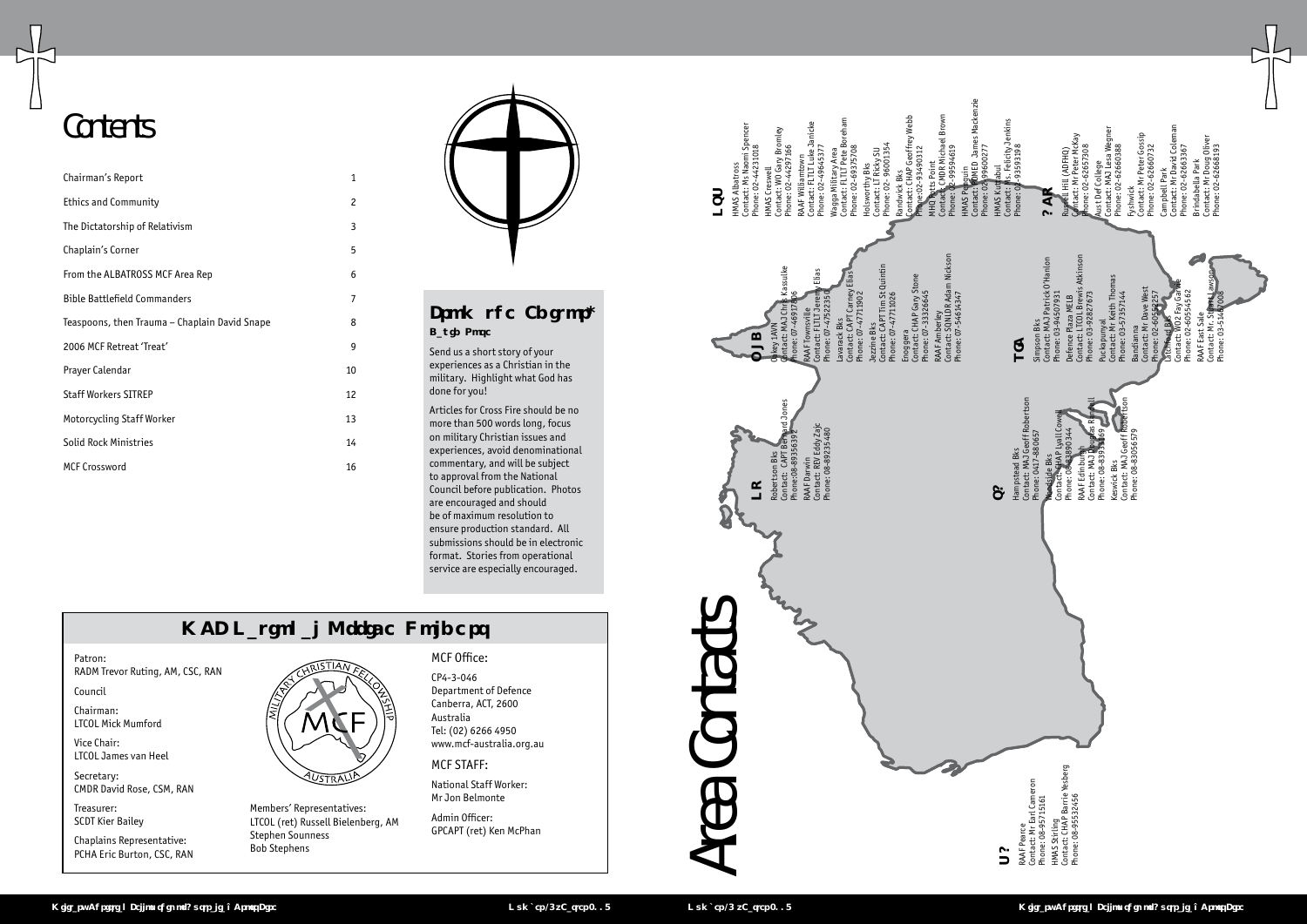# Contents

| | |
|---|---|
| Chairman's Report | 1 |
| Ethics and Community | 2 |
| The Dictatorship of Relativism | 3 |
| Chaplain's Corner | 5 |
| From the ALBATROSS MCF Area Rep | 6 |
| Bible Battlefield Commanders | 7 |
| Teaspoons, then Trauma – Chaplain David Snape | 8 |
| 2006 MCF Retreat 'Treat' | 9 |
| Prayer Calendar | 10 |
| Staff Workers SITREP | 12 |
| Motorcycling Staff Worker | 13 |
| Solid Rock Ministries | 14 |
| MCF Crossword | 16 |

Send us a short story of your experiences as a Christian in the military. Highlight what God has done for you!

Articles for Cross Fire should be no more than 500 words long, focus on military Christian issues and experiences, avoid denominational commentary, and will be subject to approval from the National Council before publication. Photos are encouraged and should be of maximum resolution to ensure production standard. All submissions should be in electronic format. Stories from operational service are especially encouraged.

Patron:
RADM Trevor Ruting, AM, CSC, RAN

Council

Chairman:
LTCOL Mick Mumford

Vice Chair:
LTCOL James van Heel

Secretary:
CMDR David Rose, CSM, RAN

Treasurer:
SCDT Kier Bailey

Chaplains Representative:
PCHA Eric Burton, CSC, RAN

Members' Representatives:
LTCOL (ret) Russell Bielenberg, AM
Stephen Sounness
Bob Stephens

MCF Office:

CP4-3-046
Department of Defence
Canberra, ACT, 2600
Australia
Tel: (02) 6266 4950
www.mcf-australia.org.au

MCF STAFF:

National Staff Worker:
Mr Jon Belmonte

Admin Officer:
GPCAPT (ret) Ken McPhan

# Area Contacts

RAAF Pearce
Contact: Mr Earl Cameron
Phone: 08-95715161

HMAS Stirling
Contact: CHAP Barrie Yesberg
Phone: 08-95532456

Robertson Bks
Contact: CAPT Bernard Jones
Phone: 08-89356392

RAAF Darwin
Contact: RDT Eddy Zajc
Phone: 08-89235480

Hampstead Bks
Contact: MAJ Geoff Robertson
Phone: 0417-880657

Woodside Bks
Contact: CHAP Lyall Cowell
Phone: 08-83890344

RAAF Edinburgh
Contact: MAJ Douglas Randall
Phone: 08-83931869

Keswick Bks
Contact: MAJ Geoff Robertson
Phone: 08-83056579

Oakey 1AVN
Contact: MAJ Chris Kassulke
Phone: 07-46917636

RAAF Townsville
Contact: FLTLT Jeremy Elias
Phone: 07-47522350

Lavarack Bks
Contact: CAPT Carney Elias
Phone: 07-47711902

Jezzine Bks
Contact: CAPT Tim St Quintin
Phone: 07-47711026

Enoggera
Contact: CHAP Gary Stone
Phone: 07-33326645

RAAF Amberley
Contact: SQNLDR Adam Nickson
Phone: 07-54614347

Simpson Bks
Contact: MAJ Patrick O'Hanlon
Phone: 03-94507931

Defence Plaza MELB
Contact: LTCOL Brewis Atkinson
Phone: 03-92827673

Puckapunyal
Contact: Mr Keith Thomas
Phone: 03-57357144

Bandiana
Contact: Mr Dave West
Phone: 02-60552257

Latchford Bks
Contact: WO2 Fay Garlick
Phone: 02-60554562

RAAF East Sale
Contact: Mr. Stuart Lawson
Phone: 03-51467008

HMAS Albatross
Contact: Ms Naomi Spencer
Phone: 02-44231018

HMAS Creswell
Contact: WO Gary Bromley
Phone: 02-44297166

RAAF Williamtown
Contact: FLTLT Luke Janicke
Phone: 02-49645377

Wagga Military Area
Contact: FLTLT Pete Boreham
Phone: 02-69375708

Holsworthy Bks
Contact: LT Ricky Sii
Phone: 02- 96001354

Randwick Bks
Contact: CHAP Geoffrey Webb
Phone:02-93490312

MHQ Potts Point
Contact: CMDR Michael Brown
Phone: 02-99594619

HMAS Penguin
Contact: CMDR James Mackenzie
Phone: 02-99600277

HMAS Kuttabul
Contact: Ms. Felicity Jenkins
Phone: 02-93593198

Russell Hill (ADFHQ)
Contact: Mr Peter McKay
Phone: 02-62657308

Staff College
Contact: MAJ Lesa Wegner
Phone: 02-62660388

Fyshwick
Contact: Mr Peter Gossip
Phone: 02-62660732

Campbell Park
Contact: Mr David Coleman
Phone: 02-62663367

Brindabella Park
Contact: Mr Doug Oliver
Phone: 02-62668193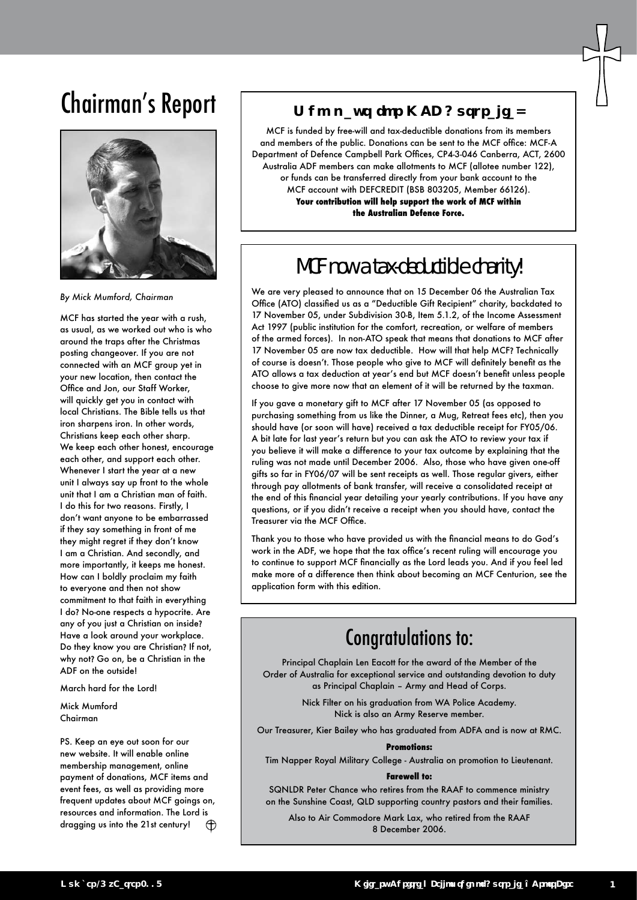# Chairman's Report

*By Mick Mumford, Chairman*

MCF has started the year with a rush, as usual, as we worked out who is who around the traps after the Christmas posting changeover. If you are not connected with an MCF group yet in your new location, then contact the Office and Jon, our Staff Worker, will quickly get you in contact with local Christians. The Bible tells us that iron sharpens iron. In other words, Christians keep each other sharp. We keep each other honest, encourage each other, and support each other. Whenever I start the year at a new unit I always say up front to the whole unit that I am a Christian man of faith. I do this for two reasons. Firstly, I don't want anyone to be embarrassed if they say something in front of me they might regret if they don't know I am a Christian. And secondly, and more importantly, it keeps me honest. How can I boldly proclaim my faith to everyone and then not show commitment to that faith in everything I do? No-one respects a hypocrite. Are any of you just a Christian on inside? Have a look around your workplace. Do they know you are Christian? If not, why not? Go on, be a Christian in the ADF on the outside!

March hard for the Lord!

Mick Mumford
Chairman

PS. Keep an eye out soon for our new website. It will enable online membership management, online payment of donations, MCF items and event fees, as well as providing more frequent updates about MCF goings on, resources and information. The Lord is dragging us into the 21st century!

## Ufmn_wqdmp KAD? sqrp_jg_=

MCF is funded by free-will and tax-deductible donations from its members and members of the public. Donations can be sent to the MCF office: MCF-A Department of Defence Campbell Park Offices, CP4-3-046 Canberra, ACT, 2600 Australia ADF members can make allotments to MCF (allotee number 122), or funds can be transferred directly from your bank account to the MCF account with DEFCREDIT (BSB 803205, Member 66126).

**Your contribution will help support the work of MCF within the Australian Defence Force.**

## MCF now a tax-deductible charity!

We are very pleased to announce that on 15 December 06 the Australian Tax Office (ATO) classified us as a "Deductible Gift Recipient" charity, backdated to 17 November 05, under Subdivision 30-B, Item 5.1.2, of the Income Assessment Act 1997 (public institution for the comfort, recreation, or welfare of members of the armed forces). In non-ATO speak that means that donations to MCF after 17 November 05 are now tax deductible. How will that help MCF? Technically of course is doesn't. Those people who give to MCF will definitely benefit as the ATO allows a tax deduction at year's end but MCF doesn't benefit unless people choose to give more now that an element of it will be returned by the taxman.

If you gave a monetary gift to MCF after 17 November 05 (as opposed to purchasing something from us like the Dinner, a Mug, Retreat fees etc), then you should have (or soon will have) received a tax deductible receipt for FY05/06. A bit late for last year's return but you can ask the ATO to review your tax if you believe it will make a difference to your tax outcome by explaining that the ruling was not made until December 2006. Also, those who have given one-off gifts so far in FY06/07 will be sent receipts as well. Those regular givers, either through pay allotments of bank transfer, will receive a consolidated receipt at the end of this financial year detailing your yearly contributions. If you have any questions, or if you didn't receive a receipt when you should have, contact the Treasurer via the MCF Office.

Thank you to those who have provided us with the financial means to do God's work in the ADF, we hope that the tax office's recent ruling will encourage you to continue to support MCF financially as the Lord leads you. And if you feel led make more of a difference then think about becoming an MCF Centurion, see the application form with this edition.

## Congratulations to:

Principal Chaplain Len Eacott for the award of the Member of the Order of Australia for exceptional service and outstanding devotion to duty as Principal Chaplain – Army and Head of Corps.

Nick Filter on his graduation from WA Police Academy. Nick is also an Army Reserve member.

Our Treasurer, Kier Bailey who has graduated from ADFA and is now at RMC.

**Promotions:**

Tim Napper Royal Military College - Australia on promotion to Lieutenant.

**Farewell to:**

SQNLDR Peter Chance who retires from the RAAF to commence ministry on the Sunshine Coast, QLD supporting country pastors and their families.

Also to Air Commodore Mark Lax, who retired from the RAAF 8 December 2006.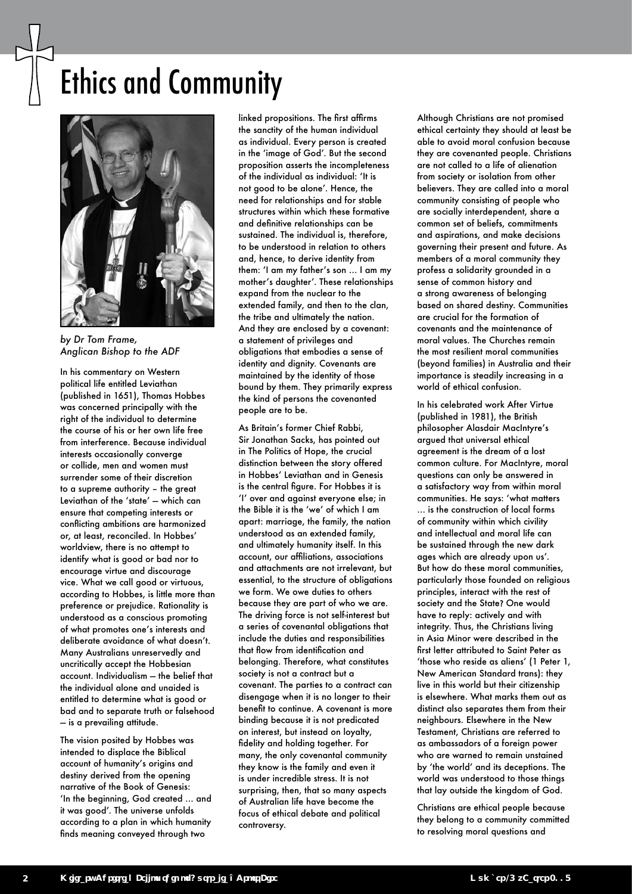# Ethics and Community

*by Dr Tom Frame, Anglican Bishop to the ADF*

In his commentary on Western political life entitled Leviathan (published in 1651), Thomas Hobbes was concerned principally with the right of the individual to determine the course of his or her own life free from interference. Because individual interests occasionally converge or collide, men and women must surrender some of their discretion to a supreme authority – the great Leviathan of the 'state' — which can ensure that competing interests or conflicting ambitions are harmonized or, at least, reconciled. In Hobbes' worldview, there is no attempt to identify what is good or bad nor to encourage virtue and discourage vice. What we call good or virtuous, according to Hobbes, is little more than preference or prejudice. Rationality is understood as a conscious promoting of what promotes one's interests and deliberate avoidance of what doesn't. Many Australians unreservedly and uncritically accept the Hobbesian account. Individualism — the belief that the individual alone and unaided is entitled to determine what is good or bad and to separate truth or falsehood — is a prevailing attitude.

The vision posited by Hobbes was intended to displace the Biblical account of humanity's origins and destiny derived from the opening narrative of the Book of Genesis: 'In the beginning, God created … and it was good'. The universe unfolds according to a plan in which humanity finds meaning conveyed through two linked propositions. The first affirms the sanctity of the human individual as individual. Every person is created in the 'image of God'. But the second proposition asserts the incompleteness of the individual as individual: 'It is not good to be alone'. Hence, the need for relationships and for stable structures within which these formative and definitive relationships can be sustained. The individual is, therefore, to be understood in relation to others and, hence, to derive identity from them: 'I am my father's son … I am my mother's daughter'. These relationships expand from the nuclear to the extended family, and then to the clan, the tribe and ultimately the nation. And they are enclosed by a covenant: a statement of privileges and obligations that embodies a sense of identity and dignity. Covenants are maintained by the identity of those bound by them. They primarily express the kind of persons the covenanted people are to be.

As Britain's former Chief Rabbi, Sir Jonathan Sacks, has pointed out in The Politics of Hope, the crucial distinction between the story offered in Hobbes' Leviathan and in Genesis is the central figure. For Hobbes it is 'I' over and against everyone else; in the Bible it is the 'we' of which I am apart: marriage, the family, the nation understood as an extended family, and ultimately humanity itself. In this account, our affiliations, associations and attachments are not irrelevant, but essential, to the structure of obligations we form. We owe duties to others because they are part of who we are. The driving force is not self-interest but a series of covenantal obligations that include the duties and responsibilities that flow from identification and belonging. Therefore, what constitutes society is not a contract but a covenant. The parties to a contract can disengage when it is no longer to their benefit to continue. A covenant is more binding because it is not predicated on interest, but instead on loyalty, fidelity and holding together. For many, the only covenantal community they know is the family and even it is under incredible stress. It is not surprising, then, that so many aspects of Australian life have become the focus of ethical debate and political controversy.

Although Christians are not promised ethical certainty they should at least be able to avoid moral confusion because they are covenanted people. Christians are not called to a life of alienation from society or isolation from other believers. They are called into a moral community consisting of people who are socially interdependent, share a common set of beliefs, commitments and aspirations, and make decisions governing their present and future. As members of a moral community they profess a solidarity grounded in a sense of common history and a strong awareness of belonging based on shared destiny. Communities are crucial for the formation of covenants and the maintenance of moral values. The Churches remain the most resilient moral communities (beyond families) in Australia and their importance is steadily increasing in a world of ethical confusion.

In his celebrated work After Virtue (published in 1981), the British philosopher Alasdair MacIntyre's argued that universal ethical agreement is the dream of a lost common culture. For MacIntyre, moral questions can only be answered in a satisfactory way from within moral communities. He says: 'what matters … is the construction of local forms of community within which civility and intellectual and moral life can be sustained through the new dark ages which are already upon us'. But how do these moral communities, particularly those founded on religious principles, interact with the rest of society and the State? One would have to reply: actively and with integrity. Thus, the Christians living in Asia Minor were described in the first letter attributed to Saint Peter as 'those who reside as aliens' (1 Peter 1, New American Standard trans): they live in this world but their citizenship is elsewhere. What marks them out as distinct also separates them from their neighbours. Elsewhere in the New Testament, Christians are referred to as ambassadors of a foreign power who are warned to remain unstained by 'the world' and its deceptions. The world was understood to those things that lay outside the kingdom of God.

Christians are ethical people because they belong to a community committed to resolving moral questions and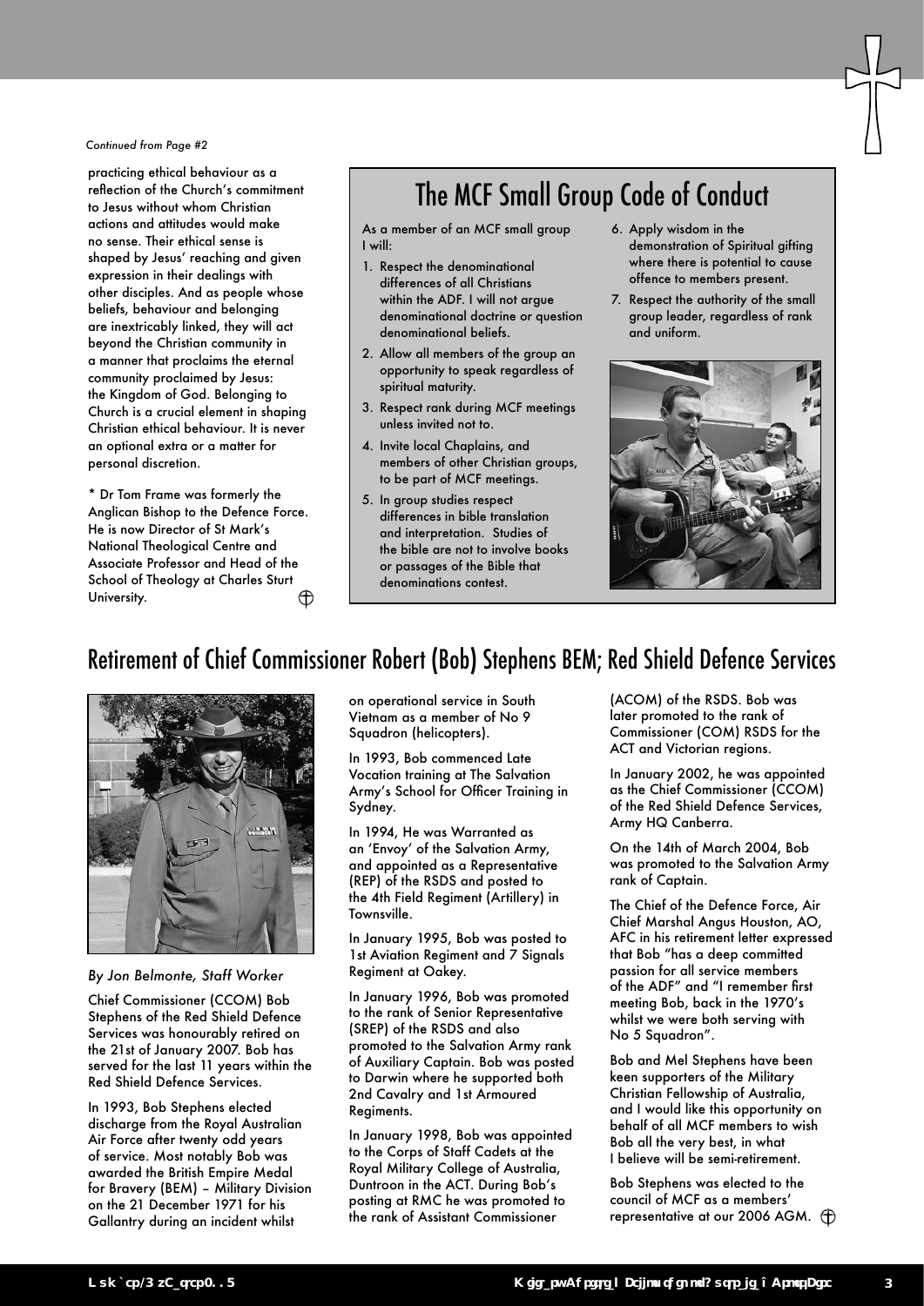*Continued from Page #2*

practicing ethical behaviour as a reflection of the Church's commitment to Jesus without whom Christian actions and attitudes would make no sense. Their ethical sense is shaped by Jesus' reaching and given expression in their dealings with other disciples. And as people whose beliefs, behaviour and belonging are inextricably linked, they will act beyond the Christian community in a manner that proclaims the eternal community proclaimed by Jesus: the Kingdom of God. Belonging to Church is a crucial element in shaping Christian ethical behaviour. It is never an optional extra or a matter for personal discretion.

* Dr Tom Frame was formerly the Anglican Bishop to the Defence Force. He is now Director of St Mark's National Theological Centre and Associate Professor and Head of the School of Theology at Charles Sturt University.

## The MCF Small Group Code of Conduct

As a member of an MCF small group I will:

1. Respect the denominational differences of all Christians within the ADF. I will not argue denominational doctrine or question denominational beliefs.
2. Allow all members of the group an opportunity to speak regardless of spiritual maturity.
3. Respect rank during MCF meetings unless invited not to.
4. Invite local Chaplains, and members of other Christian groups, to be part of MCF meetings.
5. In group studies respect differences in bible translation and interpretation. Studies of the bible are not to involve books or passages of the Bible that denominations contest.
6. Apply wisdom in the demonstration of Spiritual gifting where there is potential to cause offence to members present.
7. Respect the authority of the small group leader, regardless of rank and uniform.

## Retirement of Chief Commissioner Robert (Bob) Stephens BEM; Red Shield Defence Services

*By Jon Belmonte, Staff Worker*

Chief Commissioner (CCOM) Bob Stephens of the Red Shield Defence Services was honourably retired on the 21st of January 2007. Bob has served for the last 11 years within the Red Shield Defence Services.

In 1993, Bob Stephens elected discharge from the Royal Australian Air Force after twenty odd years of service. Most notably Bob was awarded the British Empire Medal for Bravery (BEM) – Military Division on the 21 December 1971 for his Gallantry during an incident whilst on operational service in South Vietnam as a member of No 9 Squadron (helicopters).

In 1993, Bob commenced Late Vocation training at The Salvation Army's School for Officer Training in Sydney.

In 1994, He was Warranted as an 'Envoy' of the Salvation Army, and appointed as a Representative (REP) of the RSDS and posted to the 4th Field Regiment (Artillery) in Townsville.

In January 1995, Bob was posted to 1st Aviation Regiment and 7 Signals Regiment at Oakey.

In January 1996, Bob was promoted to the rank of Senior Representative (SREP) of the RSDS and also promoted to the Salvation Army rank of Auxiliary Captain. Bob was posted to Darwin where he supported both 2nd Cavalry and 1st Armoured Regiments.

In January 1998, Bob was appointed to the Corps of Staff Cadets at the Royal Military College of Australia, Duntroon in the ACT. During Bob's posting at RMC he was promoted to the rank of Assistant Commissioner (ACOM) of the RSDS. Bob was later promoted to the rank of Commissioner (COM) RSDS for the ACT and Victorian regions.

In January 2002, he was appointed as the Chief Commissioner (CCOM) of the Red Shield Defence Services, Army HQ Canberra.

On the 14th of March 2004, Bob was promoted to the Salvation Army rank of Captain.

The Chief of the Defence Force, Air Chief Marshal Angus Houston, AO, AFC in his retirement letter expressed that Bob "has a deep committed passion for all service members of the ADF" and "I remember first meeting Bob, back in the 1970's whilst we were both serving with No 5 Squadron".

Bob and Mel Stephens have been keen supporters of the Military Christian Fellowship of Australia, and I would like this opportunity on behalf of all MCF members to wish Bob all the very best, in what I believe will be semi-retirement.

Bob Stephens was elected to the council of MCF as a members' representative at our 2006 AGM.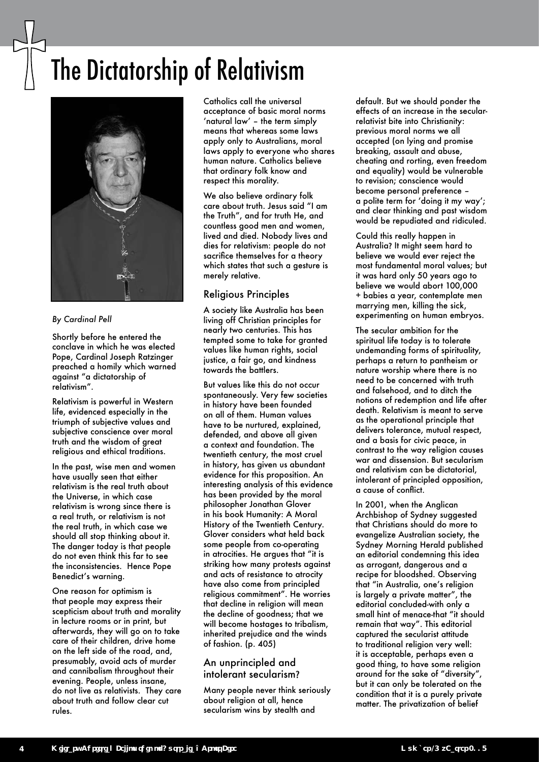# The Dictatorship of Relativism

*By Cardinal Pell*

Shortly before he entered the conclave in which he was elected Pope, Cardinal Joseph Ratzinger preached a homily which warned against "a dictatorship of relativism".

Relativism is powerful in Western life, evidenced especially in the triumph of subjective values and subjective conscience over moral truth and the wisdom of great religious and ethical traditions.

In the past, wise men and women have usually seen that either relativism is the real truth about the Universe, in which case relativism is wrong since there is a real truth, or relativism is not the real truth, in which case we should all stop thinking about it. The danger today is that people do not even think this far to see the inconsistencies. Hence Pope Benedict's warning.

One reason for optimism is that people may express their scepticism about truth and morality in lecture rooms or in print, but afterwards, they will go on to take care of their children, drive home on the left side of the road, and, presumably, avoid acts of murder and cannibalism throughout their evening. People, unless insane, do not live as relativists. They care about truth and follow clear cut rules.

Catholics call the universal acceptance of basic moral norms 'natural law' – the term simply means that whereas some laws apply only to Australians, moral laws apply to everyone who shares human nature. Catholics believe that ordinary folk know and respect this morality.

We also believe ordinary folk care about truth. Jesus said "I am the Truth", and for truth He, and countless good men and women, lived and died. Nobody lives and dies for relativism: people do not sacrifice themselves for a theory which states that such a gesture is merely relative.

## Religious Principles

A society like Australia has been living off Christian principles for nearly two centuries. This has tempted some to take for granted values like human rights, social justice, a fair go, and kindness towards the battlers.

But values like this do not occur spontaneously. Very few societies in history have been founded on all of them. Human values have to be nurtured, explained, defended, and above all given a context and foundation. The twentieth century, the most cruel in history, has given us abundant evidence for this proposition. An interesting analysis of this evidence has been provided by the moral philosopher Jonathan Glover in his book Humanity: A Moral History of the Twentieth Century. Glover considers what held back some people from co-operating in atrocities. He argues that "it is striking how many protests against and acts of resistance to atrocity have also come from principled religious commitment". He worries that decline in religion will mean the decline of goodness; that we will become hostages to tribalism, inherited prejudice and the winds of fashion. (p. 405)

## An unprincipled and intolerant secularism?

Many people never think seriously about religion at all, hence secularism wins by stealth and default. But we should ponder the effects of an increase in the secular-relativist bite into Christianity: previous moral norms we all accepted (on lying and promise breaking, assault and abuse, cheating and rorting, even freedom and equality) would be vulnerable to revision; conscience would become personal preference – a polite term for 'doing it my way'; and clear thinking and past wisdom would be repudiated and ridiculed.

Could this really happen in Australia? It might seem hard to believe we would ever reject the most fundamental moral values; but it was hard only 50 years ago to believe we would abort 100,000 + babies a year, contemplate men marrying men, killing the sick, experimenting on human embryos.

The secular ambition for the spiritual life today is to tolerate undemanding forms of spirituality, perhaps a return to pantheism or nature worship where there is no need to be concerned with truth and falsehood, and to ditch the notions of redemption and life after death. Relativism is meant to serve as the operational principle that delivers tolerance, mutual respect, and a basis for civic peace, in contrast to the way religion causes war and dissension. But secularism and relativism can be dictatorial, intolerant of principled opposition, a cause of conflict.

In 2001, when the Anglican Archbishop of Sydney suggested that Christians should do more to evangelize Australian society, the Sydney Morning Herald published an editorial condemning this idea as arrogant, dangerous and a recipe for bloodshed. Observing that "in Australia, one's religion is largely a private matter", the editorial concluded-with only a small hint of menace-that "it should remain that way". This editorial captured the secularist attitude to traditional religion very well: it is acceptable, perhaps even a good thing, to have some religion around for the sake of "diversity", but it can only be tolerated on the condition that it is a purely private matter. The privatization of belief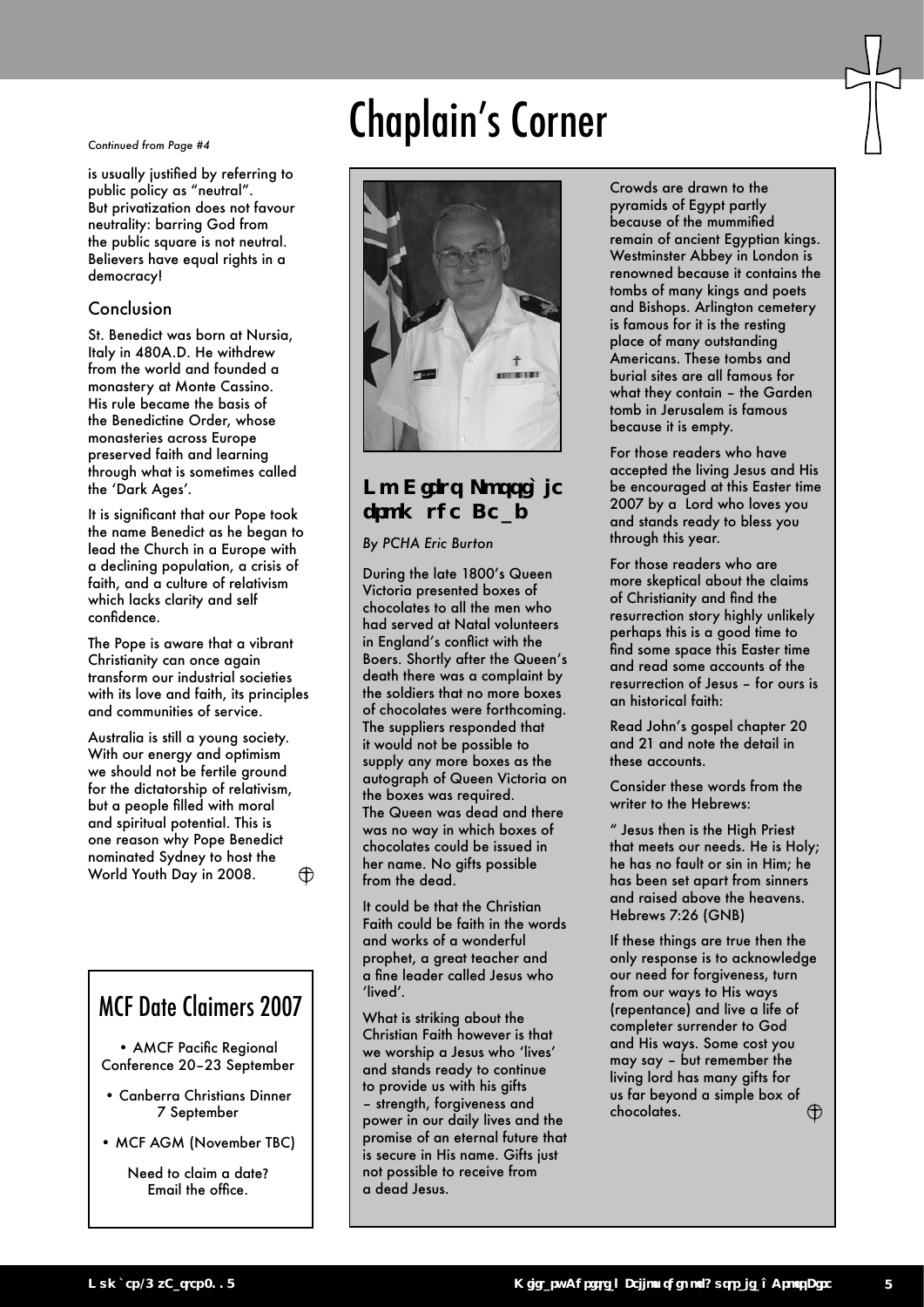# Chaplain's Corner

*Continued from Page #4*

is usually justified by referring to public policy as "neutral". But privatization does not favour neutrality: barring God from the public square is not neutral. Believers have equal rights in a democracy!

## Conclusion

St. Benedict was born at Nursia, Italy in 480A.D. He withdrew from the world and founded a monastery at Monte Cassino. His rule became the basis of the Benedictine Order, whose monasteries across Europe preserved faith and learning through what is sometimes called the 'Dark Ages'.

It is significant that our Pope took the name Benedict as he began to lead the Church in a Europe with a declining population, a crisis of faith, and a culture of relativism which lacks clarity and self confidence.

The Pope is aware that a vibrant Christianity can once again transform our industrial societies with its love and faith, its principles and communities of service.

Australia is still a young society. With our energy and optimism we should not be fertile ground for the dictatorship of relativism, but a people filled with moral and spiritual potential. This is one reason why Pope Benedict nominated Sydney to host the World Youth Day in 2008.

## MCF Date Claimers 2007

- AMCF Pacific Regional Conference 20–23 September
- Canberra Christians Dinner 7 September
- MCF AGM (November TBC)

Need to claim a date? Email the office.

## No Gifts Possible from the Dead

*By PCHA Eric Burton*

During the late 1800's Queen Victoria presented boxes of chocolates to all the men who had served at Natal volunteers in England's conflict with the Boers. Shortly after the Queen's death there was a complaint by the soldiers that no more boxes of chocolates were forthcoming. The suppliers responded that it would not be possible to supply any more boxes as the autograph of Queen Victoria on the boxes was required. The Queen was dead and there was no way in which boxes of chocolates could be issued in her name. No gifts possible from the dead.

It could be that the Christian Faith could be faith in the words and works of a wonderful prophet, a great teacher and a fine leader called Jesus who 'lived'.

What is striking about the Christian Faith however is that we worship a Jesus who 'lives' and stands ready to continue to provide us with his gifts – strength, forgiveness and power in our daily lives and the promise of an eternal future that is secure in His name. Gifts just not possible to receive from a dead Jesus.

Crowds are drawn to the pyramids of Egypt partly because of the mummified remain of ancient Egyptian kings. Westminster Abbey in London is renowned because it contains the tombs of many kings and poets and Bishops. Arlington cemetery is famous for it is the resting place of many outstanding Americans. These tombs and burial sites are all famous for what they contain – the Garden tomb in Jerusalem is famous because it is empty.

For those readers who have accepted the living Jesus and His be encouraged at this Easter time 2007 by a Lord who loves you and stands ready to bless you through this year.

For those readers who are more skeptical about the claims of Christianity and find the resurrection story highly unlikely perhaps this is a good time to find some space this Easter time and read some accounts of the resurrection of Jesus – for ours is an historical faith:

Read John's gospel chapter 20 and 21 and note the detail in these accounts.

Consider these words from the writer to the Hebrews:

" Jesus then is the High Priest that meets our needs. He is Holy; he has no fault or sin in Him; he has been set apart from sinners and raised above the heavens. Hebrews 7:26 (GNB)

If these things are true then the only response is to acknowledge our need for forgiveness, turn from our ways to His ways (repentance) and live a life of completer surrender to God and His ways. Some cost you may say – but remember the living lord has many gifts for us far beyond a simple box of chocolates.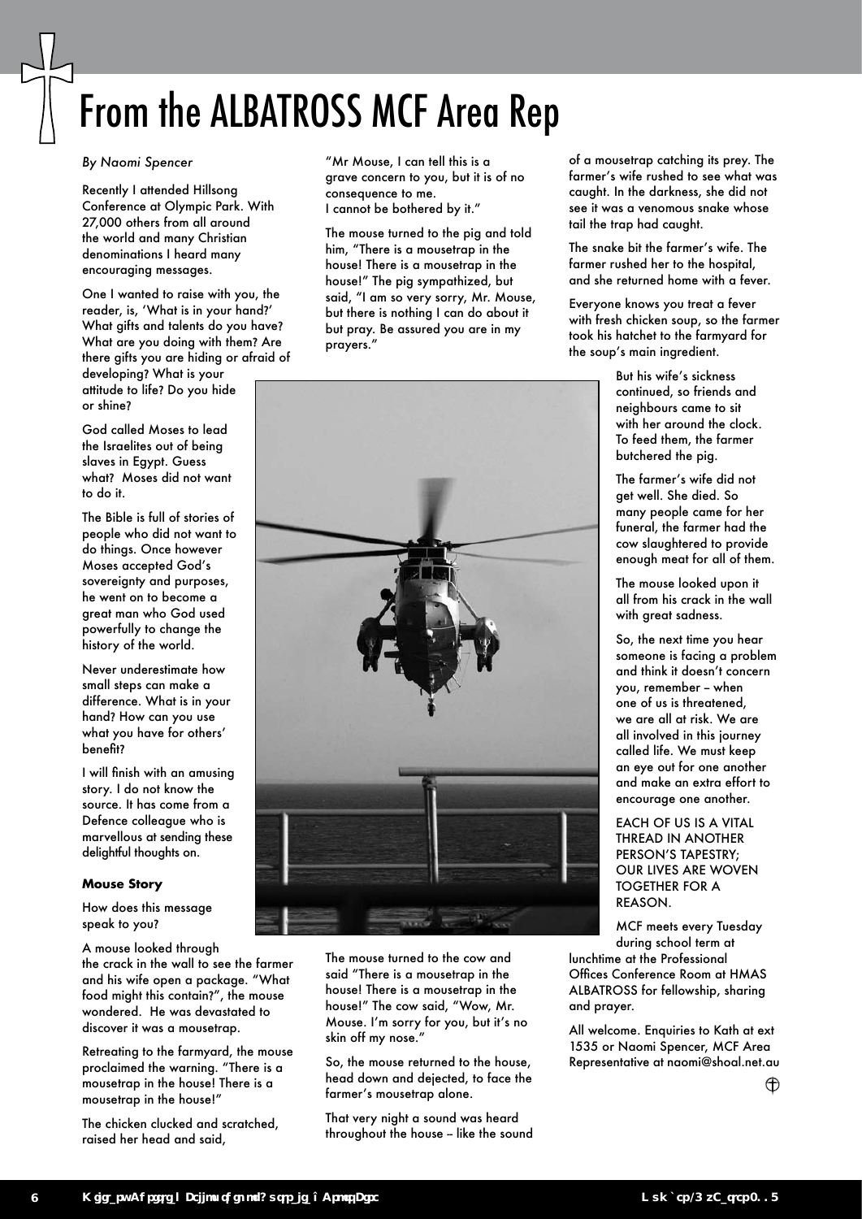# From the ALBATROSS MCF Area Rep

*By Naomi Spencer*

Recently I attended Hillsong Conference at Olympic Park. With 27,000 others from all around the world and many Christian denominations I heard many encouraging messages.

One I wanted to raise with you, the reader, is, 'What is in your hand?' What gifts and talents do you have? What are you doing with them? Are there gifts you are hiding or afraid of developing? What is your attitude to life? Do you hide or shine?

God called Moses to lead the Israelites out of being slaves in Egypt. Guess what? Moses did not want to do it.

The Bible is full of stories of people who did not want to do things. Once however Moses accepted God's sovereignty and purposes, he went on to become a great man who God used powerfully to change the history of the world.

Never underestimate how small steps can make a difference. What is in your hand? How can you use what you have for others' benefit?

I will finish with an amusing story. I do not know the source. It has come from a Defence colleague who is marvellous at sending these delightful thoughts on.

**Mouse Story**

How does this message speak to you?

A mouse looked through the crack in the wall to see the farmer and his wife open a package. "What food might this contain?", the mouse wondered. He was devastated to discover it was a mousetrap.

Retreating to the farmyard, the mouse proclaimed the warning. "There is a mousetrap in the house! There is a mousetrap in the house!"

The chicken clucked and scratched, raised her head and said,

"Mr Mouse, I can tell this is a grave concern to you, but it is of no consequence to me. I cannot be bothered by it."

The mouse turned to the pig and told him, "There is a mousetrap in the house! There is a mousetrap in the house!" The pig sympathized, but said, "I am so very sorry, Mr. Mouse, but there is nothing I can do about it but pray. Be assured you are in my prayers."

The mouse turned to the cow and said "There is a mousetrap in the house! There is a mousetrap in the house!" The cow said, "Wow, Mr. Mouse. I'm sorry for you, but it's no skin off my nose."

So, the mouse returned to the house, head down and dejected, to face the farmer's mousetrap alone.

That very night a sound was heard throughout the house – like the sound of a mousetrap catching its prey. The farmer's wife rushed to see what was caught. In the darkness, she did not see it was a venomous snake whose tail the trap had caught.

The snake bit the farmer's wife. The farmer rushed her to the hospital, and she returned home with a fever.

Everyone knows you treat a fever with fresh chicken soup, so the farmer took his hatchet to the farmyard for the soup's main ingredient.

But his wife's sickness continued, so friends and neighbours came to sit with her around the clock. To feed them, the farmer butchered the pig.

The farmer's wife did not get well. She died. So many people came for her funeral, the farmer had the cow slaughtered to provide enough meat for all of them.

The mouse looked upon it all from his crack in the wall with great sadness.

So, the next time you hear someone is facing a problem and think it doesn't concern you, remember – when one of us is threatened, we are all at risk. We are all involved in this journey called life. We must keep an eye out for one another and make an extra effort to encourage one another.

EACH OF US IS A VITAL THREAD IN ANOTHER PERSON'S TAPESTRY; OUR LIVES ARE WOVEN TOGETHER FOR A REASON.

MCF meets every Tuesday during school term at lunchtime at the Professional Offices Conference Room at HMAS ALBATROSS for fellowship, sharing and prayer.

All welcome. Enquiries to Kath at ext 1535 or Naomi Spencer, MCF Area Representative at naomi@shoal.net.au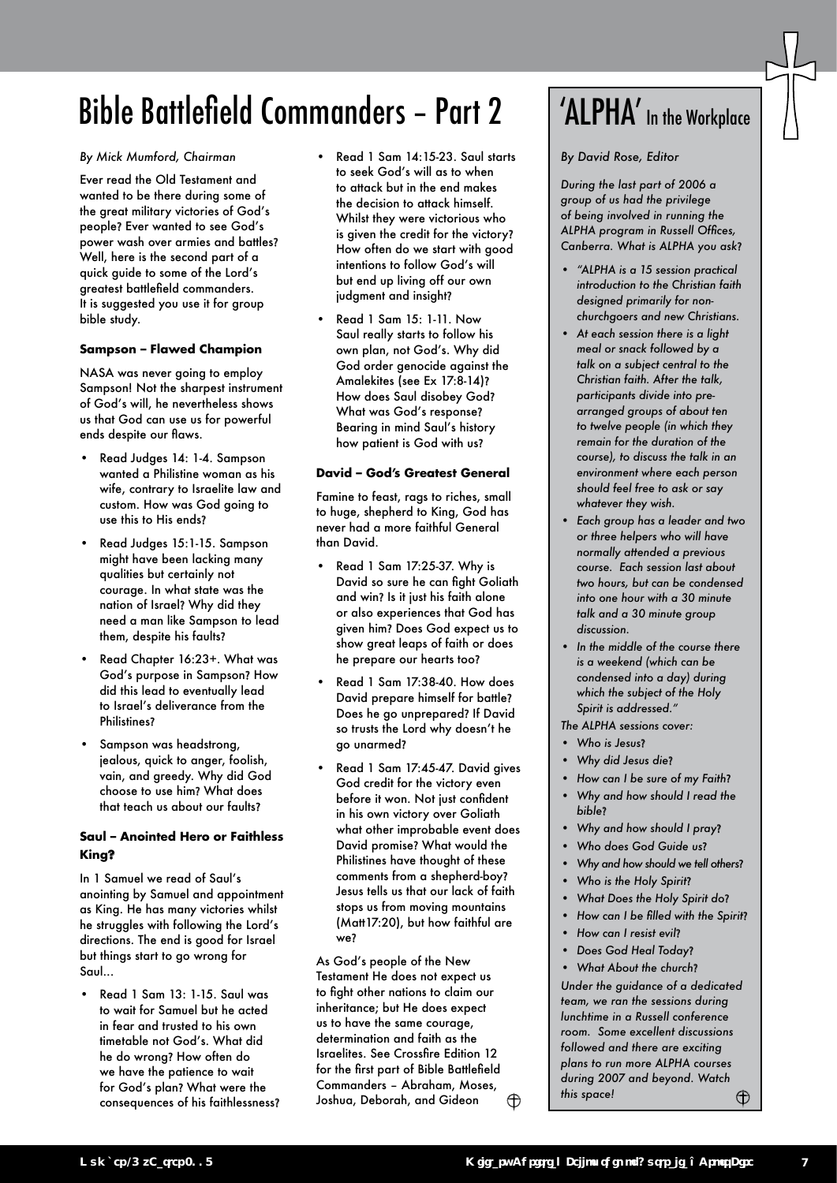# Bible Battlefield Commanders – Part 2

*By Mick Mumford, Chairman*

Ever read the Old Testament and wanted to be there during some of the great military victories of God's people? Ever wanted to see God's power wash over armies and battles? Well, here is the second part of a quick guide to some of the Lord's greatest battlefield commanders. It is suggested you use it for group bible study.

**Sampson – Flawed Champion**

NASA was never going to employ Sampson! Not the sharpest instrument of God's will, he nevertheless shows us that God can use us for powerful ends despite our flaws.

- Read Judges 14: 1-4. Sampson wanted a Philistine woman as his wife, contrary to Israelite law and custom. How was God going to use this to His ends?
- Read Judges 15:1-15. Sampson might have been lacking many qualities but certainly not courage. In what state was the nation of Israel? Why did they need a man like Sampson to lead them, despite his faults?
- Read Chapter 16:23+. What was God's purpose in Sampson? How did this lead to eventually lead to Israel's deliverance from the Philistines?
- Sampson was headstrong, jealous, quick to anger, foolish, vain, and greedy. Why did God choose to use him? What does that teach us about our faults?

**Saul – Anointed Hero or Faithless King?**

In 1 Samuel we read of Saul's anointing by Samuel and appointment as King. He has many victories whilst he struggles with following the Lord's directions. The end is good for Israel but things start to go wrong for Saul…

- Read 1 Sam 13: 1-15. Saul was to wait for Samuel but he acted in fear and trusted to his own timetable not God's. What did he do wrong? How often do we have the patience to wait for God's plan? What were the consequences of his faithlessness?
- Read 1 Sam 14:15-23. Saul starts to seek God's will as to when to attack but in the end makes the decision to attack himself. Whilst they were victorious who is given the credit for the victory? How often do we start with good intentions to follow God's will but end up living off our own judgment and insight?
- Read 1 Sam 15: 1-11. Now Saul really starts to follow his own plan, not God's. Why did God order genocide against the Amalekites (see Ex 17:8-14)? How does Saul disobey God? What was God's response? Bearing in mind Saul's history how patient is God with us?

**David – God's Greatest General**

Famine to feast, rags to riches, small to huge, shepherd to King, God has never had a more faithful General than David.

- Read 1 Sam 17:25-37. Why is David so sure he can fight Goliath and win? Is it just his faith alone or also experiences that God has given him? Does God expect us to show great leaps of faith or does he prepare our hearts too?
- Read 1 Sam 17:38-40. How does David prepare himself for battle? Does he go unprepared? If David so trusts the Lord why doesn't he go unarmed?
- Read 1 Sam 17:45-47. David gives God credit for the victory even before it won. Not just confident in his own victory over Goliath what other improbable event does David promise? What would the Philistines have thought of these comments from a shepherd-boy? Jesus tells us that our lack of faith stops us from moving mountains (Matt17:20), but how faithful are we?

As God's people of the New Testament He does not expect us to fight other nations to claim our inheritance; but He does expect us to have the same courage, determination and faith as the Israelites. See Crossfire Edition 12 for the first part of Bible Battlefield Commanders – Abraham, Moses, Joshua, Deborah, and Gideon

# 'ALPHA' In the Workplace

*By David Rose, Editor*

*During the last part of 2006 a group of us had the privilege of being involved in running the ALPHA program in Russell Offices, Canberra. What is ALPHA you ask?*

- *"ALPHA is a 15 session practical introduction to the Christian faith designed primarily for non-churchgoers and new Christians.*
- *At each session there is a light meal or snack followed by a talk on a subject central to the Christian faith. After the talk, participants divide into pre-arranged groups of about ten to twelve people (in which they remain for the duration of the course), to discuss the talk in an environment where each person should feel free to ask or say whatever they wish.*
- *Each group has a leader and two or three helpers who will have normally attended a previous course. Each session last about two hours, but can be condensed into one hour with a 30 minute talk and a 30 minute group discussion.*
- *In the middle of the course there is a weekend (which can be condensed into a day) during which the subject of the Holy Spirit is addressed."*

*The ALPHA sessions cover:*

- *Who is Jesus?*
- *Why did Jesus die?*
- *How can I be sure of my Faith?*
- *Why and how should I read the bible?*
- *Why and how should I pray?*
- *Who does God Guide us?*
- *Why and how should we tell others?*
- *Who is the Holy Spirit?*
- *What Does the Holy Spirit do?*
- *How can I be filled with the Spirit?*
- *How can I resist evil?*
- *Does God Heal Today?*
- *What About the church?*

*Under the guidance of a dedicated team, we ran the sessions during lunchtime in a Russell conference room. Some excellent discussions followed and there are exciting plans to run more ALPHA courses during 2007 and beyond. Watch this space!*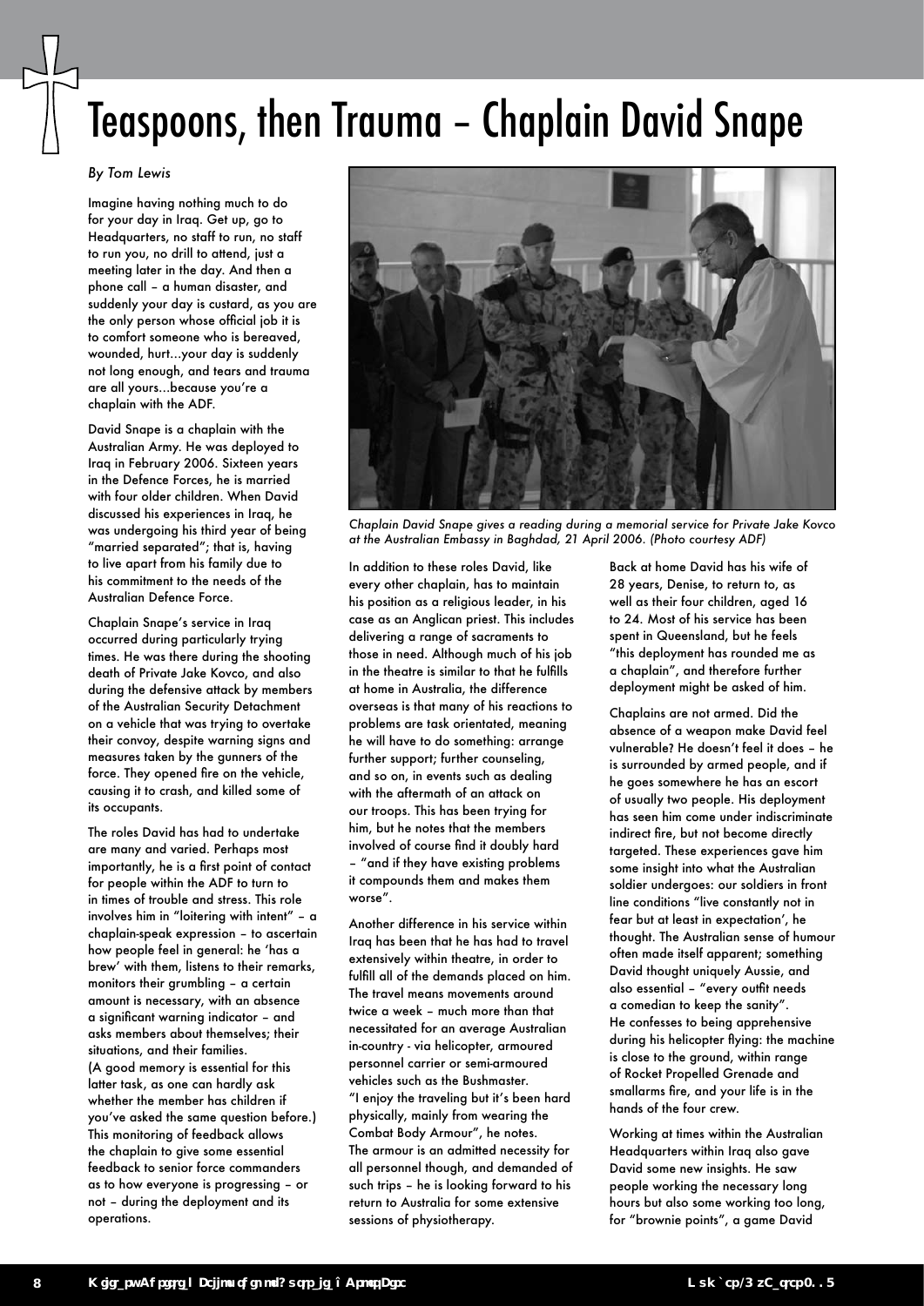# Teaspoons, then Trauma – Chaplain David Snape

*By Tom Lewis*

Imagine having nothing much to do for your day in Iraq. Get up, go to Headquarters, no staff to run, no staff to run you, no drill to attend, just a meeting later in the day. And then a phone call – a human disaster, and suddenly your day is custard, as you are the only person whose official job it is to comfort someone who is bereaved, wounded, hurt…your day is suddenly not long enough, and tears and trauma are all yours…because you're a chaplain with the ADF.

David Snape is a chaplain with the Australian Army. He was deployed to Iraq in February 2006. Sixteen years in the Defence Forces, he is married with four older children. When David discussed his experiences in Iraq, he was undergoing his third year of being "married separated"; that is, having to live apart from his family due to his commitment to the needs of the Australian Defence Force.

Chaplain Snape's service in Iraq occurred during particularly trying times. He was there during the shooting death of Private Jake Kovco, and also during the defensive attack by members of the Australian Security Detachment on a vehicle that was trying to overtake their convoy, despite warning signs and measures taken by the gunners of the force. They opened fire on the vehicle, causing it to crash, and killed some of its occupants.

The roles David has had to undertake are many and varied. Perhaps most importantly, he is a first point of contact for people within the ADF to turn to in times of trouble and stress. This role involves him in "loitering with intent" – a chaplain-speak expression – to ascertain how people feel in general: he 'has a brew' with them, listens to their remarks, monitors their grumbling – a certain amount is necessary, with an absence a significant warning indicator – and asks members about themselves; their situations, and their families. (A good memory is essential for this latter task, as one can hardly ask whether the member has children if you've asked the same question before.) This monitoring of feedback allows the chaplain to give some essential feedback to senior force commanders as to how everyone is progressing – or not – during the deployment and its operations.

*Chaplain David Snape gives a reading during a memorial service for Private Jake Kovco at the Australian Embassy in Baghdad, 21 April 2006. (Photo courtesy ADF)*

In addition to these roles David, like every other chaplain, has to maintain his position as a religious leader, in his case as an Anglican priest. This includes delivering a range of sacraments to those in need. Although much of his job in the theatre is similar to that he fulfills at home in Australia, the difference overseas is that many of his reactions to problems are task orientated, meaning he will have to do something: arrange further support; further counseling, and so on, in events such as dealing with the aftermath of an attack on our troops. This has been trying for him, but he notes that the members involved of course find it doubly hard – "and if they have existing problems it compounds them and makes them worse".

Another difference in his service within Iraq has been that he has had to travel extensively within theatre, in order to fulfill all of the demands placed on him. The travel means movements around twice a week – much more than that necessitated for an average Australian in-country - via helicopter, armoured personnel carrier or semi-armoured vehicles such as the Bushmaster. "I enjoy the traveling but it's been hard physically, mainly from wearing the Combat Body Armour", he notes. The armour is an admitted necessity for all personnel though, and demanded of such trips – he is looking forward to his return to Australia for some extensive sessions of physiotherapy.

Back at home David has his wife of 28 years, Denise, to return to, as well as their four children, aged 16 to 24. Most of his service has been spent in Queensland, but he feels "this deployment has rounded me as a chaplain", and therefore further deployment might be asked of him.

Chaplains are not armed. Did the absence of a weapon make David feel vulnerable? He doesn't feel it does – he is surrounded by armed people, and if he goes somewhere he has an escort of usually two people. His deployment has seen him come under indiscriminate indirect fire, but not become directly targeted. These experiences gave him some insight into what the Australian soldier undergoes: our soldiers in front line conditions "live constantly not in fear but at least in expectation', he thought. The Australian sense of humour often made itself apparent; something David thought uniquely Aussie, and also essential – "every outfit needs a comedian to keep the sanity". He confesses to being apprehensive during his helicopter flying: the machine is close to the ground, within range of Rocket Propelled Grenade and smallarms fire, and your life is in the hands of the four crew.

Working at times within the Australian Headquarters within Iraq also gave David some new insights. He saw people working the necessary long hours but also some working too long, for "brownie points", a game David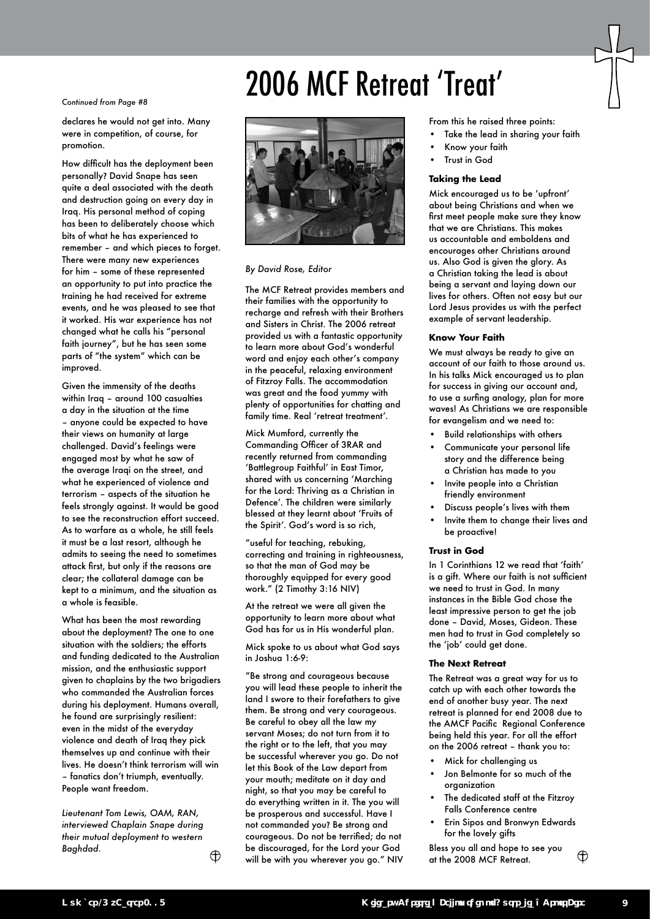*Continued from Page #8*

declares he would not get into. Many were in competition, of course, for promotion.

How difficult has the deployment been personally? David Snape has seen quite a deal associated with the death and destruction going on every day in Iraq. His personal method of coping has been to deliberately choose which bits of what he has experienced to remember – and which pieces to forget. There were many new experiences for him – some of these represented an opportunity to put into practice the training he had received for extreme events, and he was pleased to see that it worked. His war experience has not changed what he calls his "personal faith journey", but he has seen some parts of "the system" which can be improved.

Given the immensity of the deaths within Iraq – around 100 casualties a day in the situation at the time – anyone could be expected to have their views on humanity at large challenged. David's feelings were engaged most by what he saw of the average Iraqi on the street, and what he experienced of violence and terrorism – aspects of the situation he feels strongly against. It would be good to see the reconstruction effort succeed. As to warfare as a whole, he still feels it must be a last resort, although he admits to seeing the need to sometimes attack first, but only if the reasons are clear; the collateral damage can be kept to a minimum, and the situation as a whole is feasible.

What has been the most rewarding about the deployment? The one to one situation with the soldiers; the efforts and funding dedicated to the Australian mission, and the enthusiastic support given to chaplains by the two brigadiers who commanded the Australian forces during his deployment. Humans overall, he found are surprisingly resilient: even in the midst of the everyday violence and death of Iraq they pick themselves up and continue with their lives. He doesn't think terrorism will win – fanatics don't triumph, eventually. People want freedom.

*Lieutenant Tom Lewis, OAM, RAN, interviewed Chaplain Snape during their mutual deployment to western Baghdad.*

# 2006 MCF Retreat 'Treat'

*By David Rose, Editor*

The MCF Retreat provides members and their families with the opportunity to recharge and refresh with their Brothers and Sisters in Christ. The 2006 retreat provided us with a fantastic opportunity to learn more about God's wonderful word and enjoy each other's company in the peaceful, relaxing environment of Fitzroy Falls. The accommodation was great and the food yummy with plenty of opportunities for chatting and family time. Real 'retreat treatment'.

Mick Mumford, currently the Commanding Officer of 3RAR and recently returned from commanding 'Battlegroup Faithful' in East Timor, shared with us concerning 'Marching for the Lord: Thriving as a Christian in Defence'. The children were similarly blessed at they learnt about 'Fruits of the Spirit'. God's word is so rich,

"useful for teaching, rebuking, correcting and training in righteousness, so that the man of God may be thoroughly equipped for every good work." (2 Timothy 3:16 NIV)

At the retreat we were all given the opportunity to learn more about what God has for us in His wonderful plan.

Mick spoke to us about what God says in Joshua 1:6-9:

"Be strong and courageous because you will lead these people to inherit the land I swore to their forefathers to give them. Be strong and very courageous. Be careful to obey all the law my servant Moses; do not turn from it to the right or to the left, that you may be successful wherever you go. Do not let this Book of the Law depart from your mouth; meditate on it day and night, so that you may be careful to do everything written in it. The you will be prosperous and successful. Have I not commanded you? Be strong and courageous. Do not be terrified; do not be discouraged, for the Lord your God will be with you wherever you go." NIV

From this he raised three points:

- Take the lead in sharing your faith
- Know your faith
- Trust in God

### Taking the Lead

Mick encouraged us to be 'upfront' about being Christians and when we first meet people make sure they know that we are Christians. This makes us accountable and emboldens and encourages other Christians around us. Also God is given the glory. As a Christian taking the lead is about being a servant and laying down our lives for others. Often not easy but our Lord Jesus provides us with the perfect example of servant leadership.

### Know Your Faith

We must always be ready to give an account of our faith to those around us. In his talks Mick encouraged us to plan for success in giving our account and, to use a surfing analogy, plan for more waves! As Christians we are responsible for evangelism and we need to:

- Build relationships with others
- Communicate your personal life story and the difference being a Christian has made to you
- Invite people into a Christian friendly environment
- Discuss people's lives with them
- Invite them to change their lives and be proactive!

### Trust in God

In 1 Corinthians 12 we read that 'faith' is a gift. Where our faith is not sufficient we need to trust in God. In many instances in the Bible God chose the least impressive person to get the job done – David, Moses, Gideon. These men had to trust in God completely so the 'job' could get done.

### The Next Retreat

The Retreat was a great way for us to catch up with each other towards the end of another busy year. The next retreat is planned for end 2008 due to the AMCF Pacific Regional Conference being held this year. For all the effort on the 2006 retreat – thank you to:

- Mick for challenging us
- Jon Belmonte for so much of the organization
- The dedicated staff at the Fitzroy Falls Conference centre
- Erin Sipos and Bronwyn Edwards for the lovely gifts

Bless you all and hope to see you at the 2008 MCF Retreat.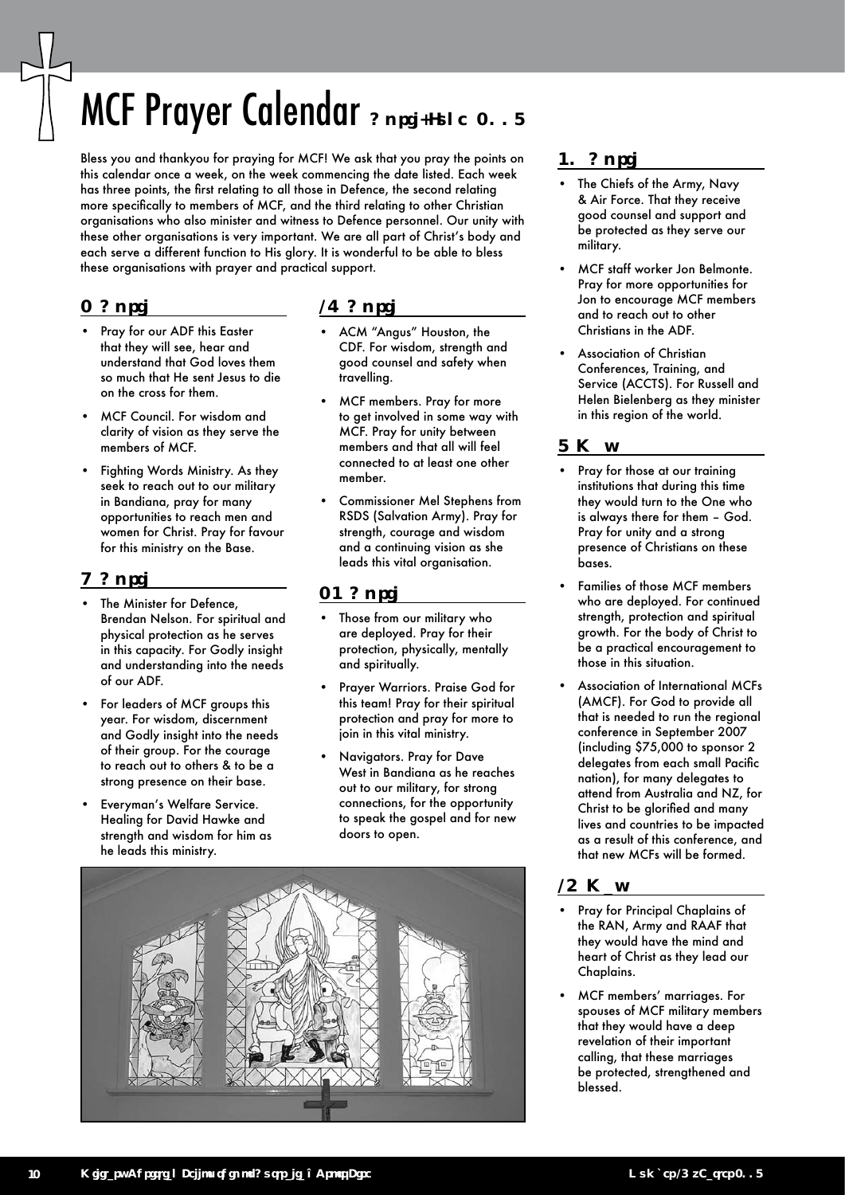# MCF Prayer Calendar April–June 2007

Bless you and thankyou for praying for MCF! We ask that you pray the points on this calendar once a week, on the week commencing the date listed. Each week has three points, the first relating to all those in Defence, the second relating more specifically to members of MCF, and the third relating to other Christian organisations who also minister and witness to Defence personnel. Our unity with these other organisations is very important. We are all part of Christ's body and each serve a different function to His glory. It is wonderful to be able to bless these organisations with prayer and practical support.

## 2 April

- Pray for our ADF this Easter that they will see, hear and understand that God loves them so much that He sent Jesus to die on the cross for them.
- MCF Council. For wisdom and clarity of vision as they serve the members of MCF.
- Fighting Words Ministry. As they seek to reach out to our military in Bandiana, pray for many opportunities to reach men and women for Christ. Pray for favour for this ministry on the Base.

## 9 April

- The Minister for Defence, Brendan Nelson. For spiritual and physical protection as he serves in this capacity. For Godly insight and understanding into the needs of our ADF.
- For leaders of MCF groups this year. For wisdom, discernment and Godly insight into the needs of their group. For the courage to reach out to others & to be a strong presence on their base.
- Everyman's Welfare Service. Healing for David Hawke and strength and wisdom for him as he leads this ministry.

## 16 April

- ACM "Angus" Houston, the CDF. For wisdom, strength and good counsel and safety when travelling.
- MCF members. Pray for more to get involved in some way with MCF. Pray for unity between members and that all will feel connected to at least one other member.
- Commissioner Mel Stephens from RSDS (Salvation Army). Pray for strength, courage and wisdom and a continuing vision as she leads this vital organisation.

## 23 April

- Those from our military who are deployed. Pray for their protection, physically, mentally and spiritually.
- Prayer Warriors. Praise God for this team! Pray for their spiritual protection and pray for more to join in this vital ministry.
- Navigators. Pray for Dave West in Bandiana as he reaches out to our military, for strong connections, for the opportunity to speak the gospel and for new doors to open.

## 30 April

- The Chiefs of the Army, Navy & Air Force. That they receive good counsel and support and be protected as they serve our military.
- MCF staff worker Jon Belmonte. Pray for more opportunities for Jon to encourage MCF members and to reach out to other Christians in the ADF.
- Association of Christian Conferences, Training, and Service (ACCTS). For Russell and Helen Bielenberg as they minister in this region of the world.

## 7 May

- Pray for those at our training institutions that during this time they would turn to the One who is always there for them – God. Pray for unity and a strong presence of Christians on these bases.
- Families of those MCF members who are deployed. For continued strength, protection and spiritual growth. For the body of Christ to be a practical encouragement to those in this situation.
- Association of International MCFs (AMCF). For God to provide all that is needed to run the regional conference in September 2007 (including $75,000 to sponsor 2 delegates from each small Pacific nation), for many delegates to attend from Australia and NZ, for Christ to be glorified and many lives and countries to be impacted as a result of this conference, and that new MCFs will be formed.

## 14 May

- Pray for Principal Chaplains of the RAN, Army and RAAF that they would have the mind and heart of Christ as they lead our Chaplains.
- MCF members' marriages. For spouses of MCF military members that they would have a deep revelation of their important calling, that these marriages be protected, strengthened and blessed.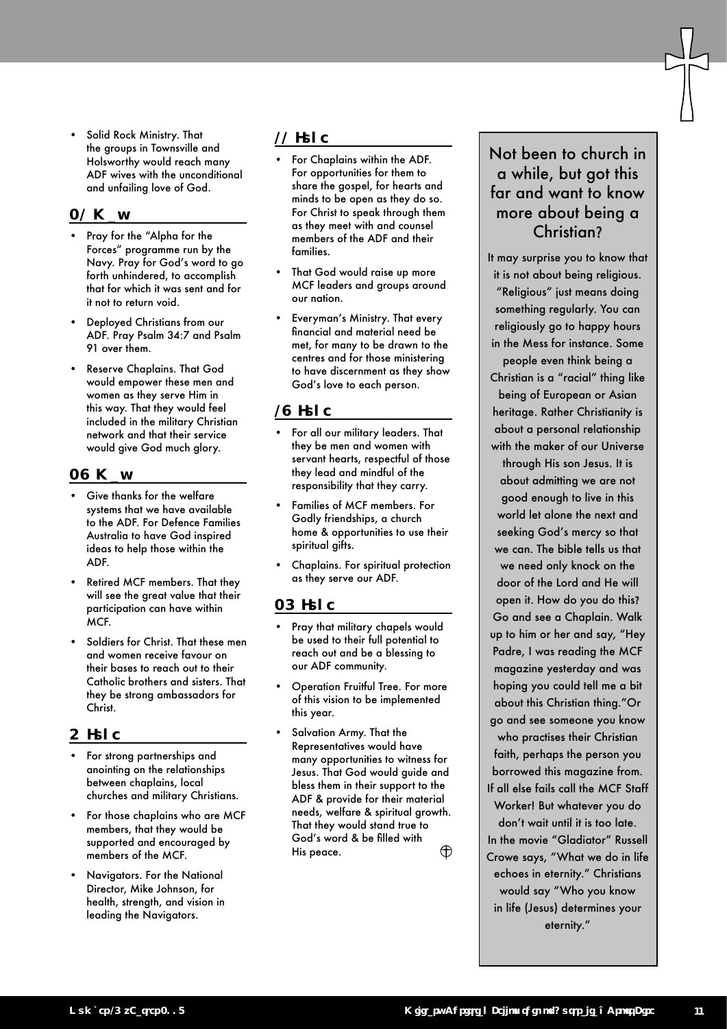- Solid Rock Ministry. That the groups in Townsville and Holsworthy would reach many ADF wives with the unconditional and unfailing love of God.

## 0/ K _w

- Pray for the "Alpha for the Forces" programme run by the Navy. Pray for God's word to go forth unhindered, to accomplish that for which it was sent and for it not to return void.
- Deployed Christians from our ADF. Pray Psalm 34:7 and Psalm 91 over them.
- Reserve Chaplains. That God would empower these men and women as they serve Him in this way. That they would feel included in the military Christian network and that their service would give God much glory.

## 06 K _w

- Give thanks for the welfare systems that we have available to the ADF. For Defence Families Australia to have God inspired ideas to help those within the ADF.
- Retired MCF members. That they will see the great value that their participation can have within MCF.
- Soldiers for Christ. That these men and women receive favour on their bases to reach out to their Catholic brothers and sisters. That they be strong ambassadors for Christ.

## 2 Hsl c

- For strong partnerships and anointing on the relationships between chaplains, local churches and military Christians.
- For those chaplains who are MCF members, that they would be supported and encouraged by members of the MCF.
- Navigators. For the National Director, Mike Johnson, for health, strength, and vision in leading the Navigators.

## // Hsl c

- For Chaplains within the ADF. For opportunities for them to share the gospel, for hearts and minds to be open as they do so. For Christ to speak through them as they meet with and counsel members of the ADF and their families.
- That God would raise up more MCF leaders and groups around our nation.
- Everyman's Ministry. That every financial and material need be met, for many to be drawn to the centres and for those ministering to have discernment as they show God's love to each person.

## /6 Hsl c

- For all our military leaders. That they be men and women with servant hearts, respectful of those they lead and mindful of the responsibility that they carry.
- Families of MCF members. For Godly friendships, a church home & opportunities to use their spiritual gifts.
- Chaplains. For spiritual protection as they serve our ADF.

## 03 Hsl c

- Pray that military chapels would be used to their full potential to reach out and be a blessing to our ADF community.
- Operation Fruitful Tree. For more of this vision to be implemented this year.
- Salvation Army. That the Representatives would have many opportunities to witness for Jesus. That God would guide and bless them in their support to the ADF & provide for their material needs, welfare & spiritual growth. That they would stand true to God's word & be filled with His peace.

## Not been to church in a while, but got this far and want to know more about being a Christian?

It may surprise you to know that it is not about being religious. "Religious" just means doing something regularly. You can religiously go to happy hours in the Mess for instance. Some people even think being a Christian is a "racial" thing like being of European or Asian heritage. Rather Christianity is about a personal relationship with the maker of our Universe through His son Jesus. It is about admitting we are not good enough to live in this world let alone the next and seeking God's mercy so that we can. The bible tells us that we need only knock on the door of the Lord and He will open it. How do you do this? Go and see a Chaplain. Walk up to him or her and say, "Hey Padre, I was reading the MCF magazine yesterday and was hoping you could tell me a bit about this Christian thing."Or go and see someone you know who practises their Christian faith, perhaps the person you borrowed this magazine from. If all else fails call the MCF Staff Worker! But whatever you do don't wait until it is too late. In the movie "Gladiator" Russell Crowe says, "What we do in life echoes in eternity." Christians would say "Who you know in life (Jesus) determines your eternity."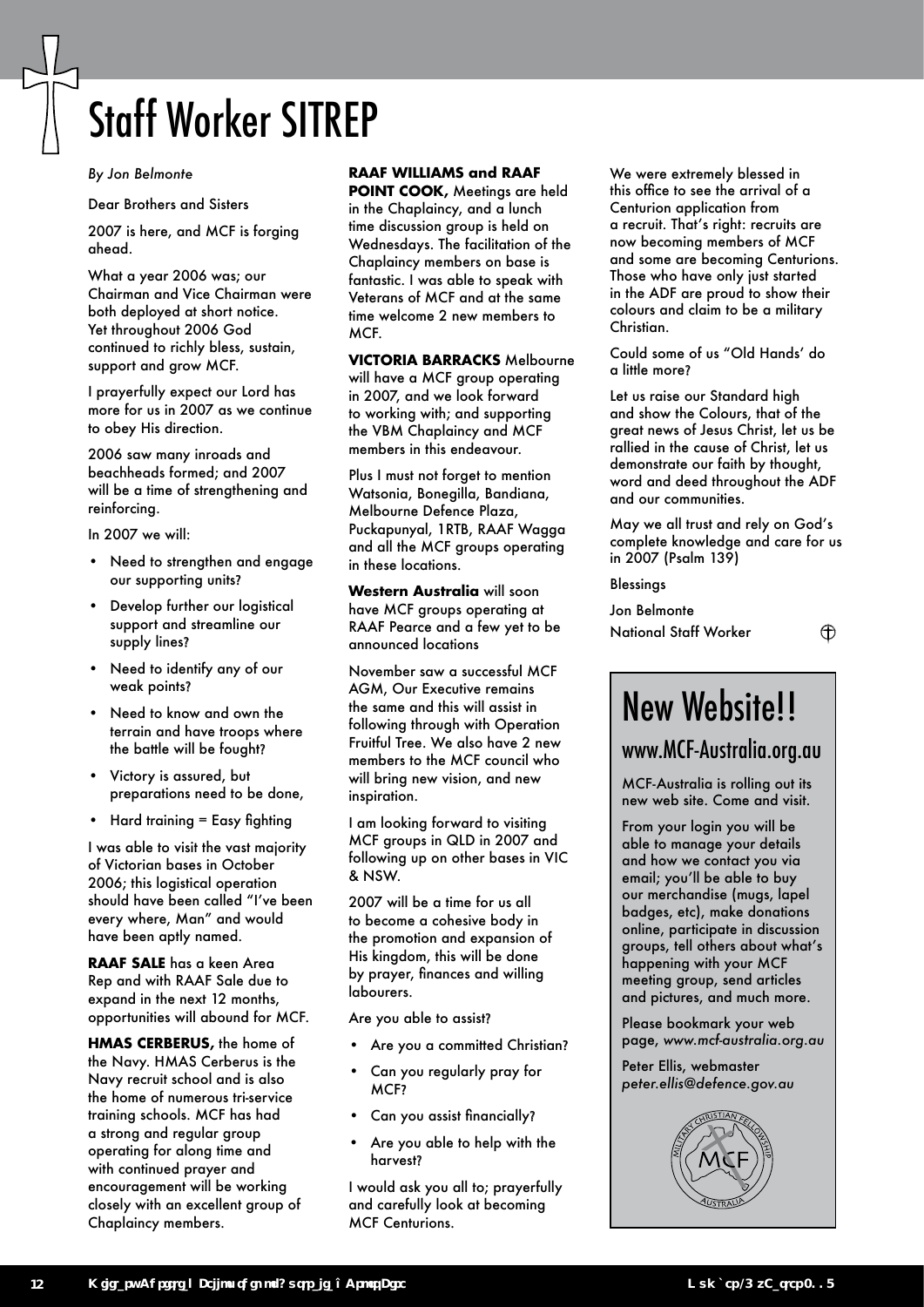# Staff Worker SITREP

*By Jon Belmonte*

Dear Brothers and Sisters

2007 is here, and MCF is forging ahead.

What a year 2006 was; our Chairman and Vice Chairman were both deployed at short notice. Yet throughout 2006 God continued to richly bless, sustain, support and grow MCF.

I prayerfully expect our Lord has more for us in 2007 as we continue to obey His direction.

2006 saw many inroads and beachheads formed; and 2007 will be a time of strengthening and reinforcing.

In 2007 we will:

- Need to strengthen and engage our supporting units?
- Develop further our logistical support and streamline our supply lines?
- Need to identify any of our weak points?
- Need to know and own the terrain and have troops where the battle will be fought?
- Victory is assured, but preparations need to be done,
- Hard training = Easy fighting

I was able to visit the vast majority of Victorian bases in October 2006; this logistical operation should have been called "I've been every where, Man" and would have been aptly named.

**RAAF SALE** has a keen Area Rep and with RAAF Sale due to expand in the next 12 months, opportunities will abound for MCF.

**HMAS CERBERUS,** the home of the Navy. HMAS Cerberus is the Navy recruit school and is also the home of numerous tri-service training schools. MCF has had a strong and regular group operating for along time and with continued prayer and encouragement will be working closely with an excellent group of Chaplaincy members.

**RAAF WILLIAMS and RAAF POINT COOK,** Meetings are held in the Chaplaincy, and a lunch time discussion group is held on Wednesdays. The facilitation of the Chaplaincy members on base is fantastic. I was able to speak with Veterans of MCF and at the same time welcome 2 new members to MCF.

**VICTORIA BARRACKS** Melbourne will have a MCF group operating in 2007, and we look forward to working with; and supporting the VBM Chaplaincy and MCF members in this endeavour.

Plus I must not forget to mention Watsonia, Bonegilla, Bandiana, Melbourne Defence Plaza, Puckapunyal, 1RTB, RAAF Wagga and all the MCF groups operating in these locations.

**Western Australia** will soon have MCF groups operating at RAAF Pearce and a few yet to be announced locations

November saw a successful MCF AGM, Our Executive remains the same and this will assist in following through with Operation Fruitful Tree. We also have 2 new members to the MCF council who will bring new vision, and new inspiration.

I am looking forward to visiting MCF groups in QLD in 2007 and following up on other bases in VIC & NSW.

2007 will be a time for us all to become a cohesive body in the promotion and expansion of His kingdom, this will be done by prayer, finances and willing labourers.

Are you able to assist?

- Are you a committed Christian?
- Can you regularly pray for MCF?
- Can you assist financially?
- Are you able to help with the harvest?

I would ask you all to; prayerfully and carefully look at becoming MCF Centurions.

We were extremely blessed in this office to see the arrival of a Centurion application from a recruit. That's right: recruits are now becoming members of MCF and some are becoming Centurions. Those who have only just started in the ADF are proud to show their colours and claim to be a military Christian.

Could some of us "Old Hands' do a little more?

Let us raise our Standard high and show the Colours, that of the great news of Jesus Christ, let us be rallied in the cause of Christ, let us demonstrate our faith by thought, word and deed throughout the ADF and our communities.

May we all trust and rely on God's complete knowledge and care for us in 2007 (Psalm 139)

Blessings

Jon Belmonte
National Staff Worker

# New Website!!

## www.MCF-Australia.org.au

MCF-Australia is rolling out its new web site. Come and visit.

From your login you will be able to manage your details and how we contact you via email; you'll be able to buy our merchandise (mugs, lapel badges, etc), make donations online, participate in discussion groups, tell others about what's happening with your MCF meeting group, send articles and pictures, and much more.

Please bookmark your web page, *www.mcf-australia.org.au*

Peter Ellis, webmaster
*peter.ellis@defence.gov.au*

MILITARY CHRISTIAN FELLOWSHIP MCF AUSTRALIA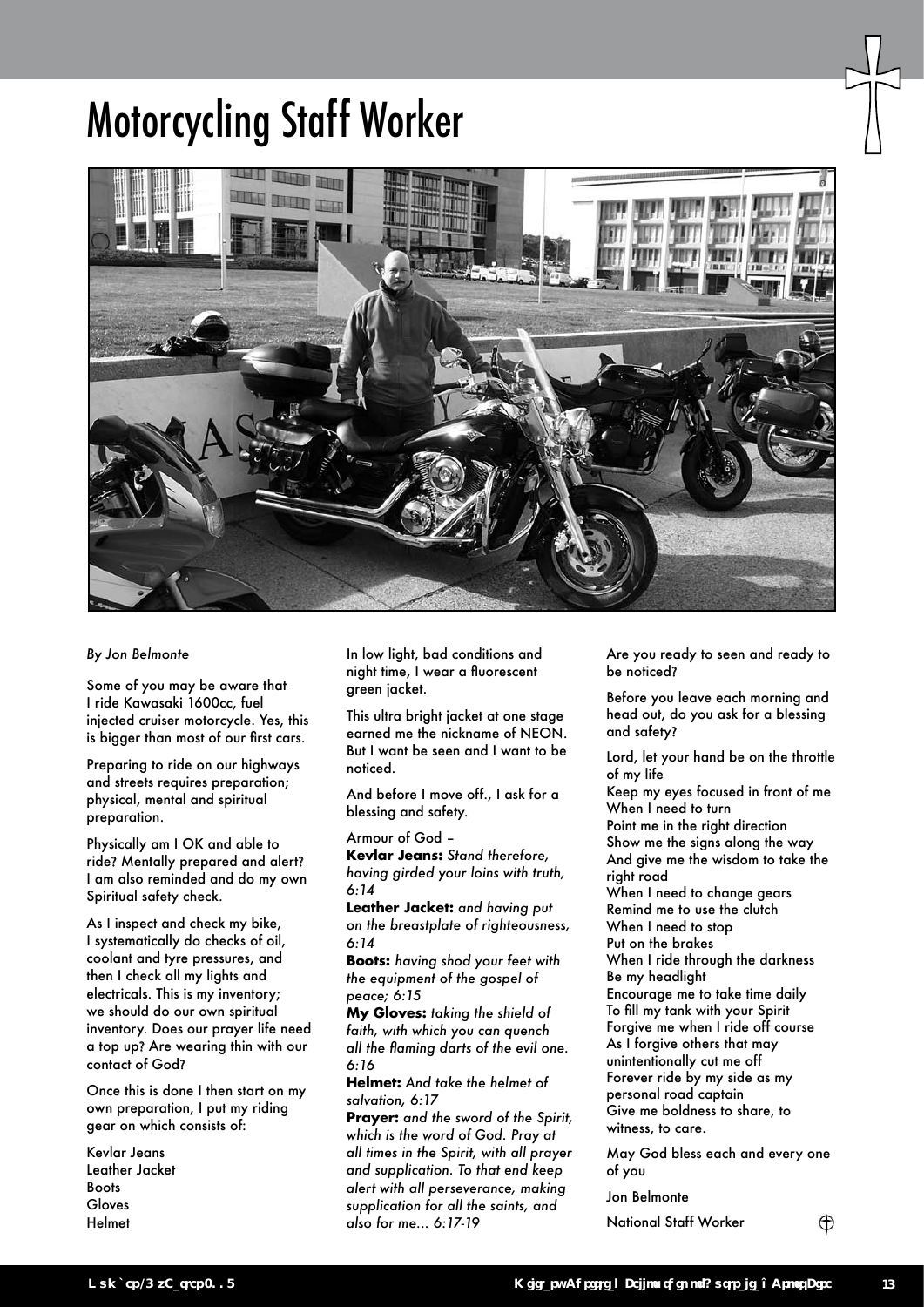# Motorcycling Staff Worker

*By Jon Belmonte*

Some of you may be aware that I ride Kawasaki 1600cc, fuel injected cruiser motorcycle. Yes, this is bigger than most of our first cars.

Preparing to ride on our highways and streets requires preparation; physical, mental and spiritual preparation.

Physically am I OK and able to ride? Mentally prepared and alert? I am also reminded and do my own Spiritual safety check.

As I inspect and check my bike, I systematically do checks of oil, coolant and tyre pressures, and then I check all my lights and electricals. This is my inventory; we should do our own spiritual inventory. Does our prayer life need a top up? Are wearing thin with our contact of God?

Once this is done I then start on my own preparation, I put my riding gear on which consists of:

Kevlar Jeans
Leather Jacket
Boots
Gloves
Helmet

In low light, bad conditions and night time, I wear a fluorescent green jacket.

This ultra bright jacket at one stage earned me the nickname of NEON. But I want be seen and I want to be noticed.

And before I move off., I ask for a blessing and safety.

Armour of God –
**Kevlar Jeans:** *Stand therefore, having girded your loins with truth, 6:14*
**Leather Jacket:** *and having put on the breastplate of righteousness, 6:14*
**Boots:** *having shod your feet with the equipment of the gospel of peace; 6:15*
**My Gloves:** *taking the shield of faith, with which you can quench all the flaming darts of the evil one. 6:16*
**Helmet:** *And take the helmet of salvation, 6:17*
**Prayer:** *and the sword of the Spirit, which is the word of God. Pray at all times in the Spirit, with all prayer and supplication. To that end keep alert with all perseverance, making supplication for all the saints, and also for me… 6:17-19*

Are you ready to seen and ready to be noticed?

Before you leave each morning and head out, do you ask for a blessing and safety?

Lord, let your hand be on the throttle of my life
Keep my eyes focused in front of me
When I need to turn
Point me in the right direction
Show me the signs along the way
And give me the wisdom to take the right road
When I need to change gears
Remind me to use the clutch
When I need to stop
Put on the brakes
When I ride through the darkness
Be my headlight
Encourage me to take time daily
To fill my tank with your Spirit
Forgive me when I ride off course
As I forgive others that may unintentionally cut me off
Forever ride by my side as my personal road captain
Give me boldness to share, to witness, to care.

May God bless each and every one of you

Jon Belmonte

National Staff Worker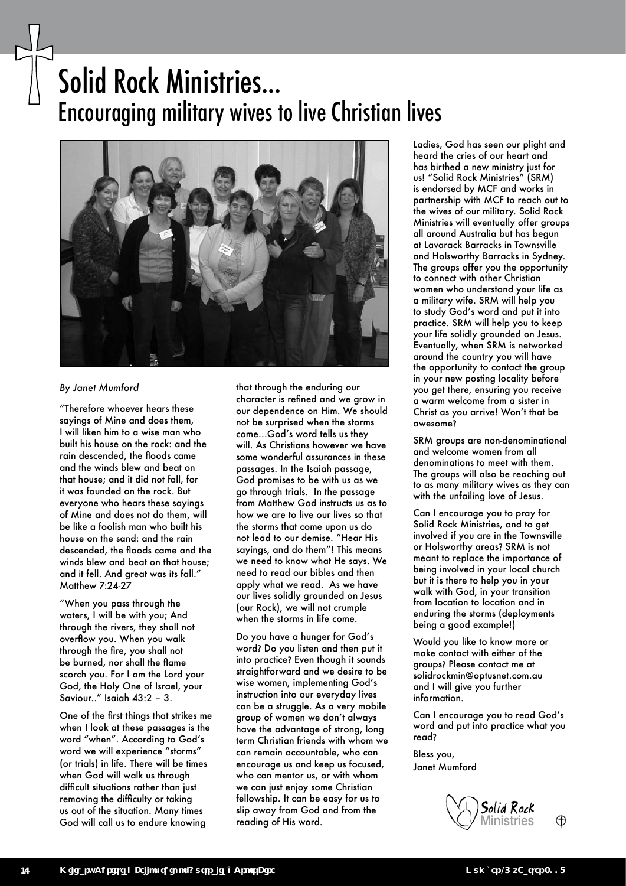# Solid Rock Ministries...

## Encouraging military wives to live Christian lives

*By Janet Mumford*

"Therefore whoever hears these sayings of Mine and does them, I will liken him to a wise man who built his house on the rock: and the rain descended, the floods came and the winds blew and beat on that house; and it did not fall, for it was founded on the rock. But everyone who hears these sayings of Mine and does not do them, will be like a foolish man who built his house on the sand: and the rain descended, the floods came and the winds blew and beat on that house; and it fell. And great was its fall." Matthew 7:24-27

"When you pass through the waters, I will be with you; And through the rivers, they shall not overflow you. When you walk through the fire, you shall not be burned, nor shall the flame scorch you. For I am the Lord your God, the Holy One of Israel, your Saviour.." Isaiah 43:2 – 3.

One of the first things that strikes me when I look at these passages is the word "when". According to God's word we will experience "storms" (or trials) in life. There will be times when God will walk us through difficult situations rather than just removing the difficulty or taking us out of the situation. Many times God will call us to endure knowing that through the enduring our character is refined and we grow in our dependence on Him. We should not be surprised when the storms come…God's word tells us they will. As Christians however we have some wonderful assurances in these passages. In the Isaiah passage, God promises to be with us as we go through trials. In the passage from Matthew God instructs us as to how we are to live our lives so that the storms that come upon us do not lead to our demise. "Hear His sayings, and do them"! This means we need to know what He says. We need to read our bibles and then apply what we read. As we have our lives solidly grounded on Jesus (our Rock), we will not crumple when the storms in life come.

Do you have a hunger for God's word? Do you listen and then put it into practice? Even though it sounds straightforward and we desire to be wise women, implementing God's instruction into our everyday lives can be a struggle. As a very mobile group of women we don't always have the advantage of strong, long term Christian friends with whom we can remain accountable, who can encourage us and keep us focused, who can mentor us, or with whom we can just enjoy some Christian fellowship. It can be easy for us to slip away from God and from the reading of His word.

Ladies, God has seen our plight and heard the cries of our heart and has birthed a new ministry just for us! "Solid Rock Ministries" (SRM) is endorsed by MCF and works in partnership with MCF to reach out to the wives of our military. Solid Rock Ministries will eventually offer groups all around Australia but has begun at Lavarack Barracks in Townsville and Holsworthy Barracks in Sydney. The groups offer you the opportunity to connect with other Christian women who understand your life as a military wife. SRM will help you to study God's word and put it into practice. SRM will help you to keep your life solidly grounded on Jesus. Eventually, when SRM is networked around the country you will have the opportunity to contact the group in your new posting locality before you get there, ensuring you receive a warm welcome from a sister in Christ as you arrive! Won't that be awesome?

SRM groups are non-denominational and welcome women from all denominations to meet with them. The groups will also be reaching out to as many military wives as they can with the unfailing love of Jesus.

Can I encourage you to pray for Solid Rock Ministries, and to get involved if you are in the Townsville or Holsworthy areas? SRM is not meant to replace the importance of being involved in your local church but it is there to help you in your walk with God, in your transition from location to location and in enduring the storms (deployments being a good example!)

Would you like to know more or make contact with either of the groups? Please contact me at solidrockmin@optusnet.com.au and I will give you further information.

Can I encourage you to read God's word and put into practice what you read?

Bless you,
Janet Mumford

Solid Rock Ministries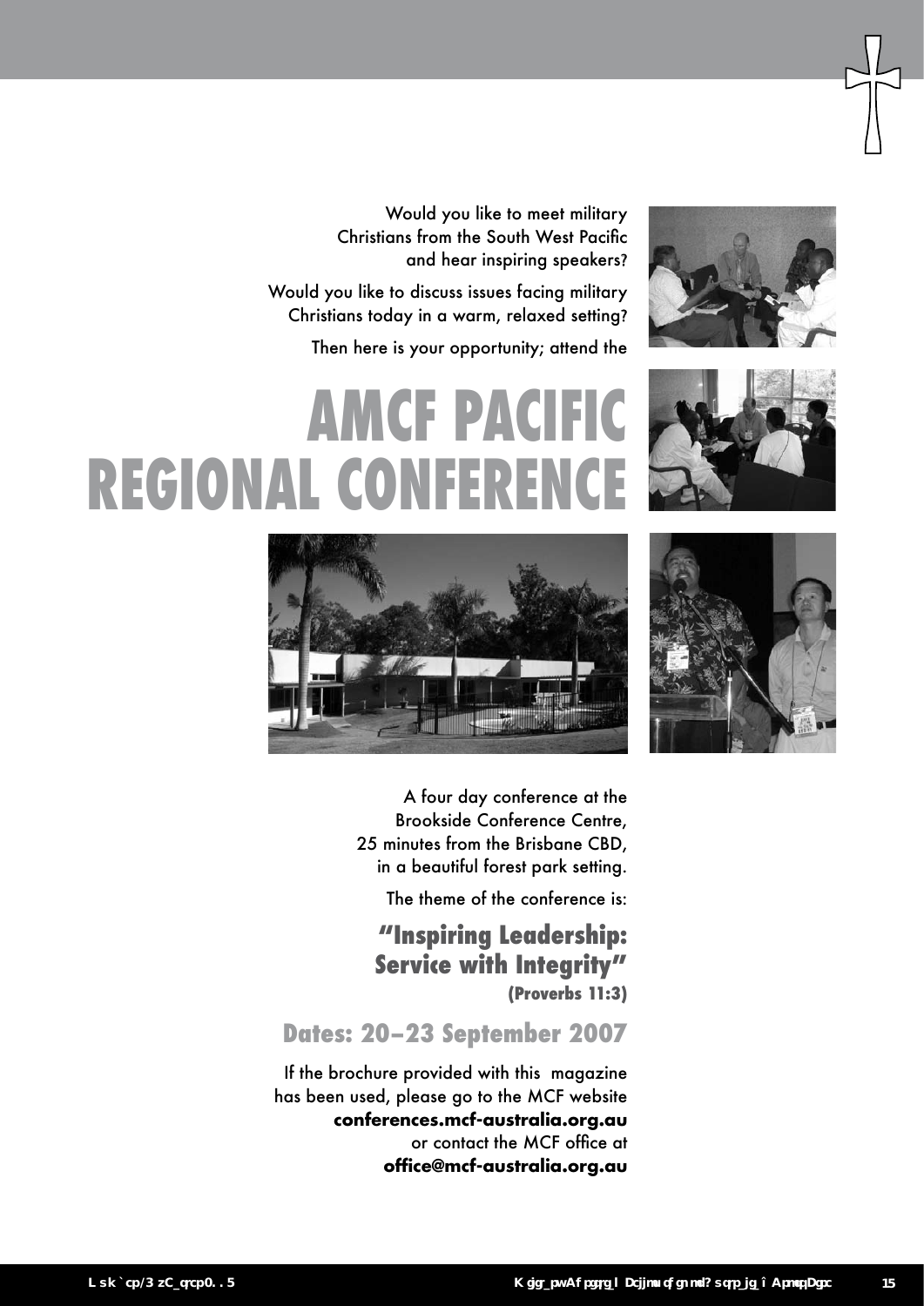Would you like to meet military Christians from the South West Pacific and hear inspiring speakers?

Would you like to discuss issues facing military Christians today in a warm, relaxed setting?

Then here is your opportunity; attend the

# AMCF PACIFIC REGIONAL CONFERENCE

A four day conference at the Brookside Conference Centre, 25 minutes from the Brisbane CBD, in a beautiful forest park setting.

The theme of the conference is:

### "Inspiring Leadership: Service with Integrity"

**(Proverbs 11:3)**

## Dates: 20–23 September 2007

If the brochure provided with this magazine has been used, please go to the MCF website **conferences.mcf-australia.org.au** or contact the MCF office at **office@mcf-australia.org.au**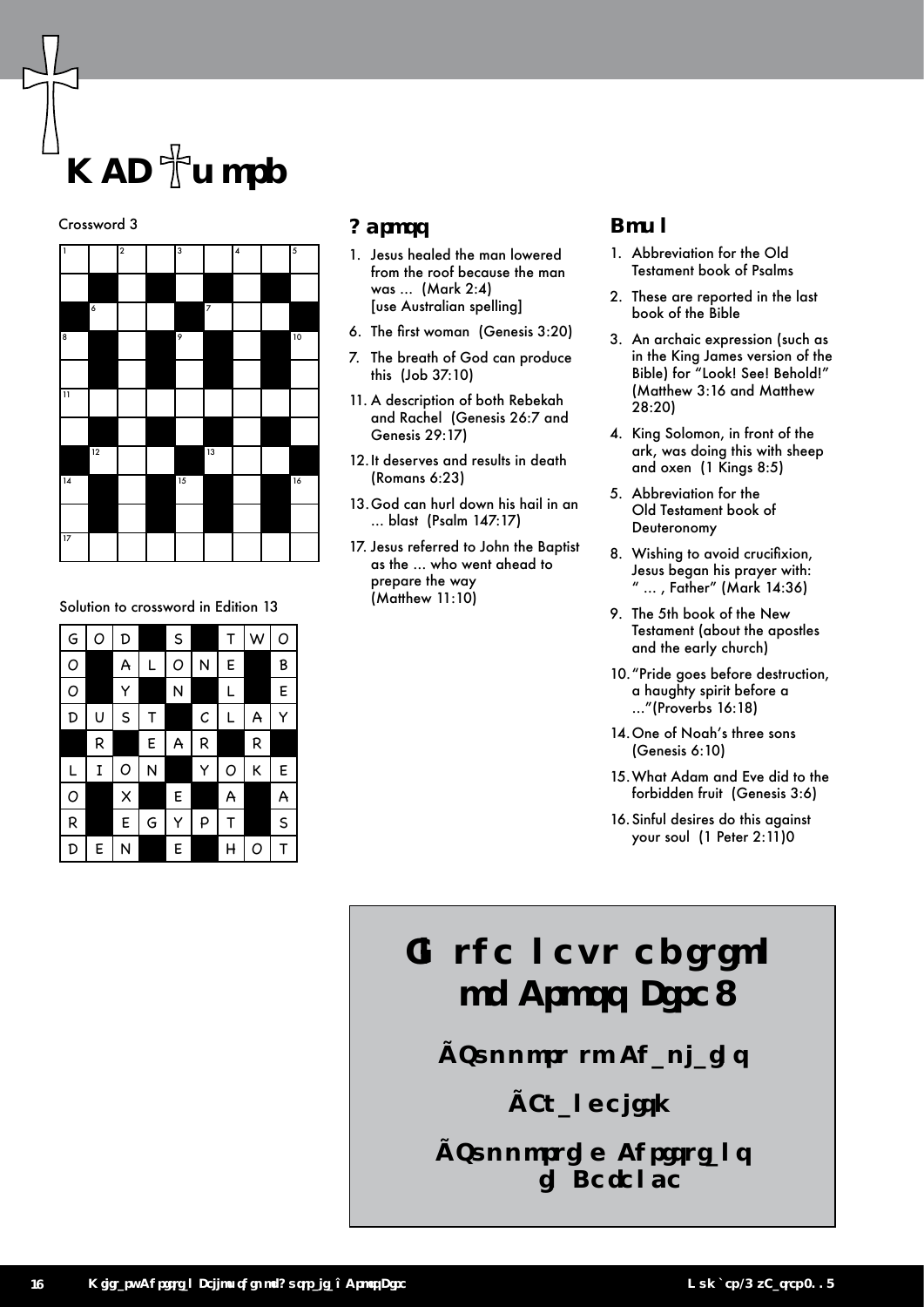# KAD ✝ umpb

Crossword 3

| | | | | | | | | |
|---|---|---|---|---|---|---|---|---|
| 1 | | 2 | | 3 | | 4 | | 5 |
| | | | | | | | | |
| | 6 | | | | 7 | | | |
| 8 | | | | 9 | | | | 10 |
| | | | | | | | | |
| 11 | | | | | | | | |
| | | | | | | | | |
| | 12 | | | | 13 | | | |
| 14 | | | | 15 | | | | 16 |
| | | | | | | | | |
| 17 | | | | | | | | |

Solution to crossword in Edition 13

| | | | | | | | | |
|---|---|---|---|---|---|---|---|---|
| G | O | D | | S | | T | W | O |
| O | | A | L | O | N | E | | B |
| O | | Y | | N | | L | | E |
| D | U | S | T | | C | L | A | Y |
| | R | | E | A | R | | R | |
| L | I | O | N | | Y | O | K | E |
| O | | X | | E | | A | | A |
| R | | E | G | Y | P | T | | S |
| D | E | N | | E | | H | O | T |

## ? apmqq

1. Jesus healed the man lowered from the roof because the man was ... (Mark 2:4) [use Australian spelling]
6. The first woman (Genesis 3:20)
7. The breath of God can produce this (Job 37:10)
11. A description of both Rebekah and Rachel (Genesis 26:7 and Genesis 29:17)
12. It deserves and results in death (Romans 6:23)
13. God can hurl down his hail in an ... blast (Psalm 147:17)
17. Jesus referred to John the Baptist as the ... who went ahead to prepare the way (Matthew 11:10)

## Bmul

1. Abbreviation for the Old Testament book of Psalms
2. These are reported in the last book of the Bible
3. An archaic expression (such as in the King James version of the Bible) for "Look! See! Behold!" (Matthew 3:16 and Matthew 28:20)
4. King Solomon, in front of the ark, was doing this with sheep and oxen (1 Kings 8:5)
5. Abbreviation for the Old Testament book of Deuteronomy
8. Wishing to avoid crucifixion, Jesus began his prayer with: " ... , Father" (Mark 14:36)
9. The 5th book of the New Testament (about the apostles and the early church)
10. "Pride goes before destruction, a haughty spirit before a ..."(Proverbs 16:18)
14. One of Noah's three sons (Genesis 6:10)
15. What Adam and Eve did to the forbidden fruit (Genesis 3:6)
16. Sinful desires do this against your soul (1 Peter 2:11)0

## Gi rfc lcvr cbgrgml md Apmqq Dgpc 8

**ÃQsnnmpr rm Af\_nj\_gl q**

**ÃCt\_l ecjgqk**

**ÃQsnnmprgle Afpgqrg\_lq gl Bcdcl ac**